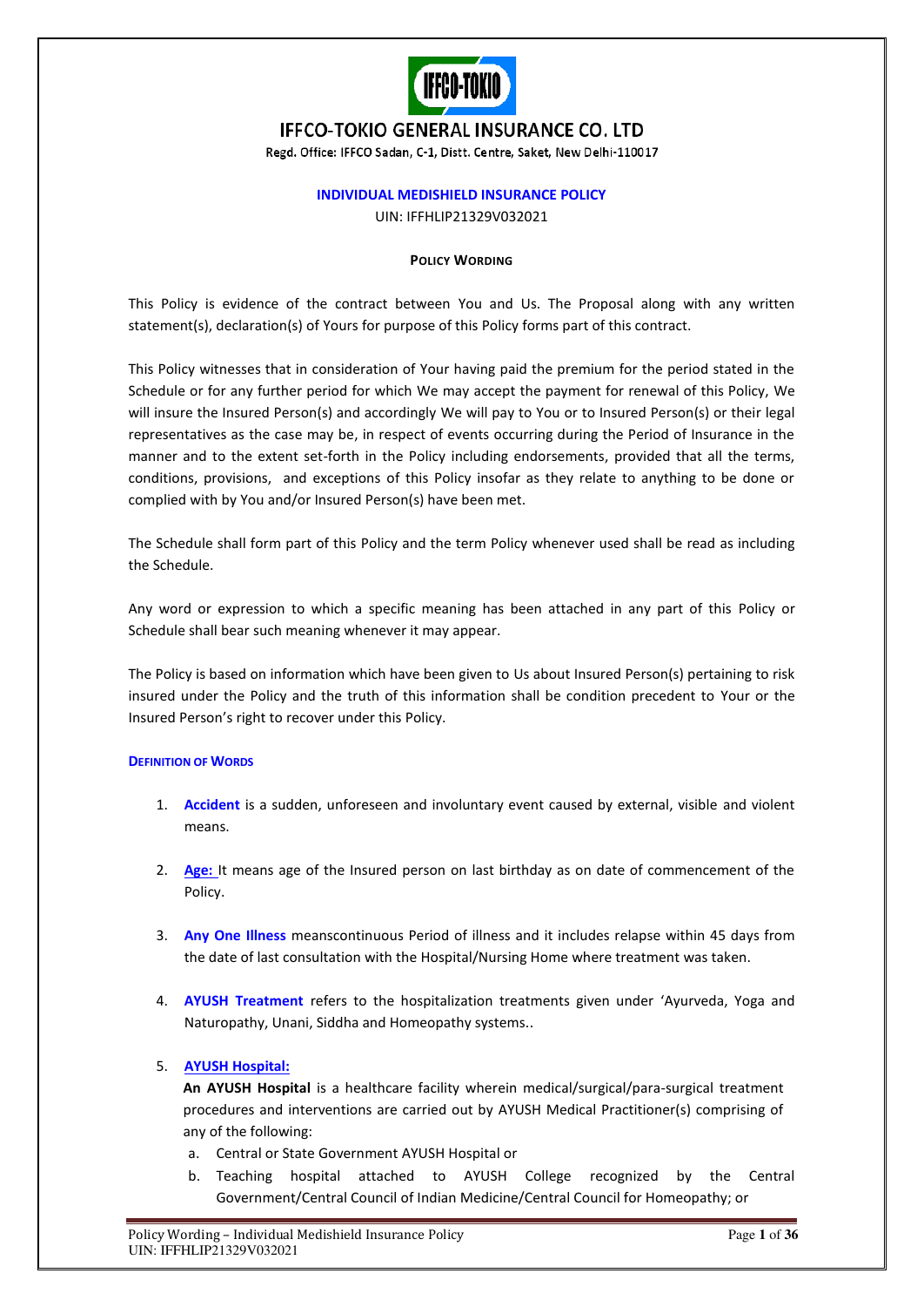# IFFCO-TOKIO GENERAL INSURANCE CO. LTD

Regd. Office: IFFCO Sadan, C-1, Distt. Centre, Saket, New Delhi-110017

## INDIVIDUAL MEDISHIELD INSURANCE POLICY

UIN: IFFHLIP21329V032021

### POLICY WORDING

This Policy is evidence of the contract between You and Us. The Proposal along with any written statement(s), declaration(s) of Yours for purpose of this Policy forms part of this contract.

This Policy witnesses that in consideration of Your having paid the premium for the period stated in the Schedule or for any further period for which We may accept the payment for renewal of this Policy, We will insure the Insured Person(s) and accordingly We will pay to You or to Insured Person(s) or their legal representatives as the case may be, in respect of events occurring during the Period of Insurance in the manner and to the extent set-forth in the Policy including endorsements, provided that all the terms, conditions, provisions, and exceptions of this Policy insofar as they relate to anything to be done or complied with by You and/or Insured Person(s) have been met.

The Schedule shall form part of this Policy and the term Policy whenever used shall be read as including the Schedule.

Any word or expression to which a specific meaning has been attached in any part of this Policy or Schedule shall bear such meaning whenever it may appear.

The Policy is based on information which have been given to Us about Insured Person(s) pertaining to risk insured under the Policy and the truth of this information shall be condition precedent to Your or the Insured Person's right to recover under this Policy.

### DEFINITION OF WORDS

1. **Accident** is a sudden, unforeseen and involuntary event caused by external, visible and violent means.

2. **Age:** It means age of the Insured person on last birthday as on date of commencement of the Policy.

3. **Any One Illness** meanscontinuous Period of illness and it includes relapse within 45 days from the date of last consultation with the Hospital/Nursing Home where treatment was taken.

4. **AYUSH Treatment** refers to the hospitalization treatments given under 'Ayurveda, Yoga and Naturopathy, Unani, Siddha and Homeopathy systems..

5. **AYUSH Hospital:**
   **An AYUSH Hospital** is a healthcare facility wherein medical/surgical/para-surgical treatment procedures and interventions are carried out by AYUSH Medical Practitioner(s) comprising of any of the following:
   a. Central or State Government AYUSH Hospital or
   b. Teaching hospital attached to AYUSH College recognized by the Central Government/Central Council of Indian Medicine/Central Council for Homeopathy; or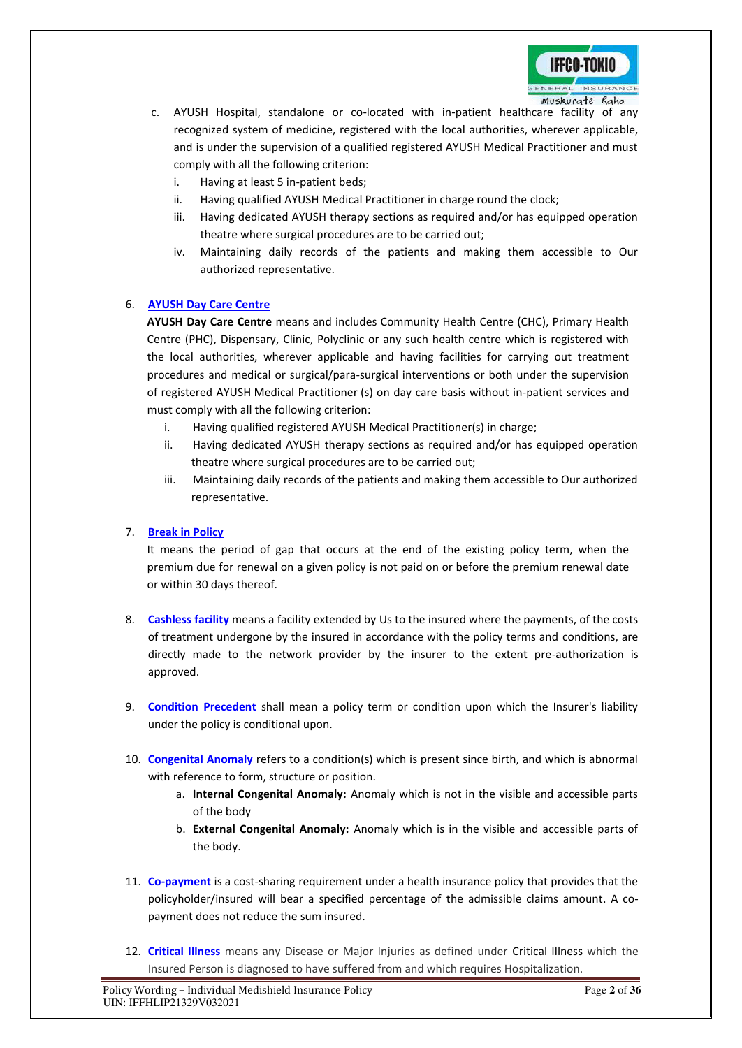c. AYUSH Hospital, standalone or co-located with in-patient healthcare facility of any recognized system of medicine, registered with the local authorities, wherever applicable, and is under the supervision of a qualified registered AYUSH Medical Practitioner and must comply with all the following criterion:
    i. Having at least 5 in-patient beds;
    ii. Having qualified AYUSH Medical Practitioner in charge round the clock;
    iii. Having dedicated AYUSH therapy sections as required and/or has equipped operation theatre where surgical procedures are to be carried out;
    iv. Maintaining daily records of the patients and making them accessible to Our authorized representative.

6. **AYUSH Day Care Centre**

   **AYUSH Day Care Centre** means and includes Community Health Centre (CHC), Primary Health Centre (PHC), Dispensary, Clinic, Polyclinic or any such health centre which is registered with the local authorities, wherever applicable and having facilities for carrying out treatment procedures and medical or surgical/para-surgical interventions or both under the supervision of registered AYUSH Medical Practitioner (s) on day care basis without in-patient services and must comply with all the following criterion:
    i. Having qualified registered AYUSH Medical Practitioner(s) in charge;
    ii. Having dedicated AYUSH therapy sections as required and/or has equipped operation theatre where surgical procedures are to be carried out;
    iii. Maintaining daily records of the patients and making them accessible to Our authorized representative.

7. **Break in Policy**

   It means the period of gap that occurs at the end of the existing policy term, when the premium due for renewal on a given policy is not paid on or before the premium renewal date or within 30 days thereof.

8. **Cashless facility** means a facility extended by Us to the insured where the payments, of the costs of treatment undergone by the insured in accordance with the policy terms and conditions, are directly made to the network provider by the insurer to the extent pre-authorization is approved.

9. **Condition Precedent** shall mean a policy term or condition upon which the Insurer's liability under the policy is conditional upon.

10. **Congenital Anomaly** refers to a condition(s) which is present since birth, and which is abnormal with reference to form, structure or position.
    a. **Internal Congenital Anomaly:** Anomaly which is not in the visible and accessible parts of the body
    b. **External Congenital Anomaly:** Anomaly which is in the visible and accessible parts of the body.

11. **Co-payment** is a cost-sharing requirement under a health insurance policy that provides that the policyholder/insured will bear a specified percentage of the admissible claims amount. A co-payment does not reduce the sum insured.

12. **Critical Illness** means any Disease or Major Injuries as defined under Critical Illness which the Insured Person is diagnosed to have suffered from and which requires Hospitalization.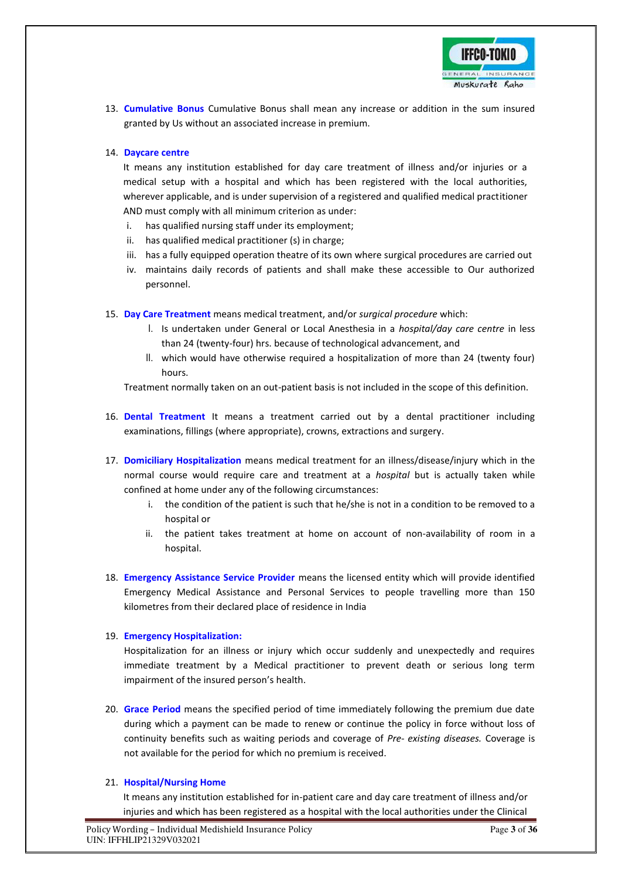13. **Cumulative Bonus** Cumulative Bonus shall mean any increase or addition in the sum insured granted by Us without an associated increase in premium.

14. **Daycare centre**

    It means any institution established for day care treatment of illness and/or injuries or a medical setup with a hospital and which has been registered with the local authorities, wherever applicable, and is under supervision of a registered and qualified medical practitioner AND must comply with all minimum criterion as under:

    i. has qualified nursing staff under its employment;
    ii. has qualified medical practitioner (s) in charge;
    iii. has a fully equipped operation theatre of its own where surgical procedures are carried out
    iv. maintains daily records of patients and shall make these accessible to Our authorized personnel.

15. **Day Care Treatment** means medical treatment, and/or *surgical procedure* which:

    I. Is undertaken under General or Local Anesthesia in a *hospital/day care centre* in less than 24 (twenty-four) hrs. because of technological advancement, and
    II. which would have otherwise required a hospitalization of more than 24 (twenty four) hours.

    Treatment normally taken on an out-patient basis is not included in the scope of this definition.

16. **Dental Treatment** It means a treatment carried out by a dental practitioner including examinations, fillings (where appropriate), crowns, extractions and surgery.

17. **Domiciliary Hospitalization** means medical treatment for an illness/disease/injury which in the normal course would require care and treatment at a *hospital* but is actually taken while confined at home under any of the following circumstances:

    i. the condition of the patient is such that he/she is not in a condition to be removed to a hospital or
    ii. the patient takes treatment at home on account of non-availability of room in a hospital.

18. **Emergency Assistance Service Provider** means the licensed entity which will provide identified Emergency Medical Assistance and Personal Services to people travelling more than 150 kilometres from their declared place of residence in India

19. **Emergency Hospitalization:**

    Hospitalization for an illness or injury which occur suddenly and unexpectedly and requires immediate treatment by a Medical practitioner to prevent death or serious long term impairment of the insured person's health.

20. **Grace Period** means the specified period of time immediately following the premium due date during which a payment can be made to renew or continue the policy in force without loss of continuity benefits such as waiting periods and coverage of *Pre- existing diseases.* Coverage is not available for the period for which no premium is received.

21. **Hospital/Nursing Home**

    It means any institution established for in-patient care and day care treatment of illness and/or injuries and which has been registered as a hospital with the local authorities under the Clinical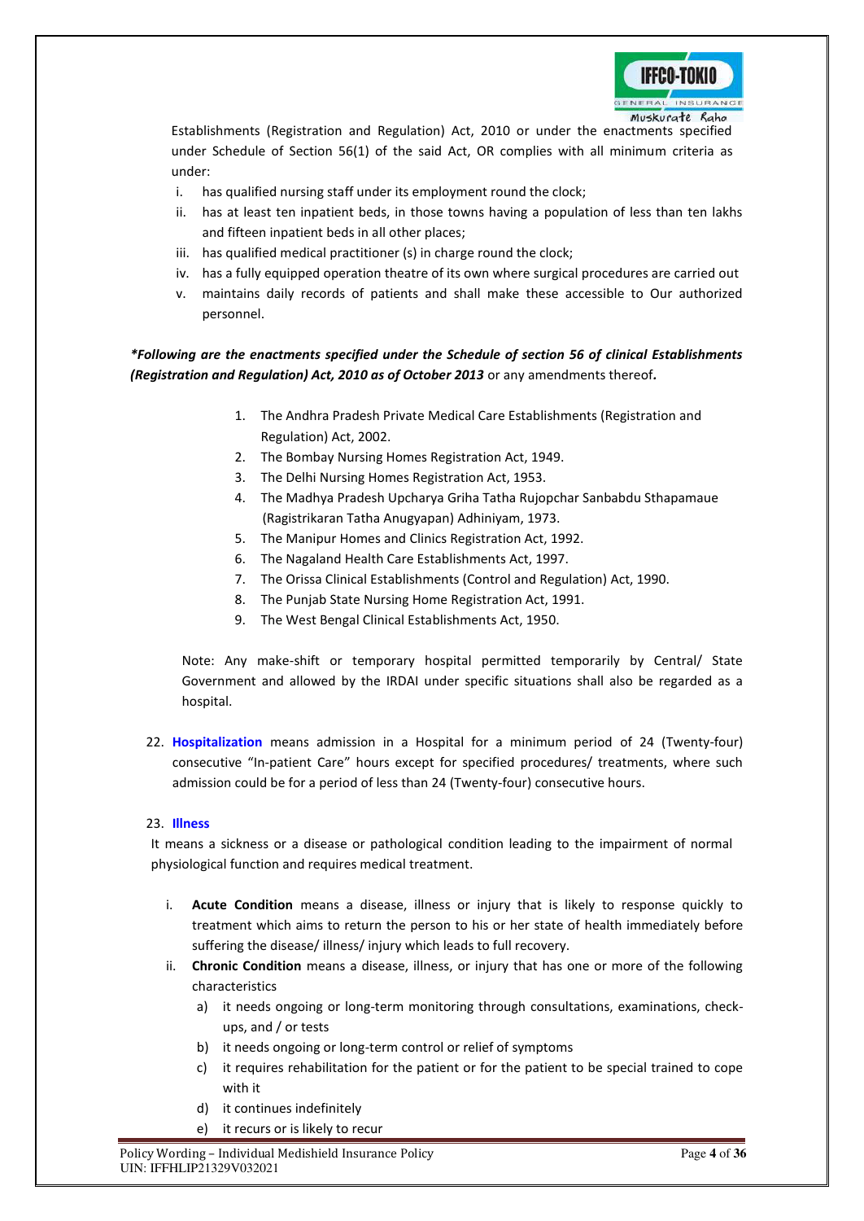Establishments (Registration and Regulation) Act, 2010 or under the enactments specified under Schedule of Section 56(1) of the said Act, OR complies with all minimum criteria as under:

i. has qualified nursing staff under its employment round the clock;
ii. has at least ten inpatient beds, in those towns having a population of less than ten lakhs and fifteen inpatient beds in all other places;
iii. has qualified medical practitioner (s) in charge round the clock;
iv. has a fully equipped operation theatre of its own where surgical procedures are carried out
v. maintains daily records of patients and shall make these accessible to Our authorized personnel.

***Following are the enactments specified under the Schedule of section 56 of clinical Establishments (Registration and Regulation) Act, 2010 as of October 2013** or any amendments thereof.*

1. The Andhra Pradesh Private Medical Care Establishments (Registration and Regulation) Act, 2002.
2. The Bombay Nursing Homes Registration Act, 1949.
3. The Delhi Nursing Homes Registration Act, 1953.
4. The Madhya Pradesh Upcharya Griha Tatha Rujopchar Sanbabdu Sthapamaue (Ragistrikaran Tatha Anugyapan) Adhiniyam, 1973.
5. The Manipur Homes and Clinics Registration Act, 1992.
6. The Nagaland Health Care Establishments Act, 1997.
7. The Orissa Clinical Establishments (Control and Regulation) Act, 1990.
8. The Punjab State Nursing Home Registration Act, 1991.
9. The West Bengal Clinical Establishments Act, 1950.

Note: Any make-shift or temporary hospital permitted temporarily by Central/ State Government and allowed by the IRDAI under specific situations shall also be regarded as a hospital.

22. **Hospitalization** means admission in a Hospital for a minimum period of 24 (Twenty-four) consecutive "In-patient Care" hours except for specified procedures/ treatments, where such admission could be for a period of less than 24 (Twenty-four) consecutive hours.

23. **Illness**

It means a sickness or a disease or pathological condition leading to the impairment of normal physiological function and requires medical treatment.

i. **Acute Condition** means a disease, illness or injury that is likely to response quickly to treatment which aims to return the person to his or her state of health immediately before suffering the disease/ illness/ injury which leads to full recovery.
ii. **Chronic Condition** means a disease, illness, or injury that has one or more of the following characteristics
   a) it needs ongoing or long-term monitoring through consultations, examinations, check-ups, and / or tests
   b) it needs ongoing or long-term control or relief of symptoms
   c) it requires rehabilitation for the patient or for the patient to be special trained to cope with it
   d) it continues indefinitely
   e) it recurs or is likely to recur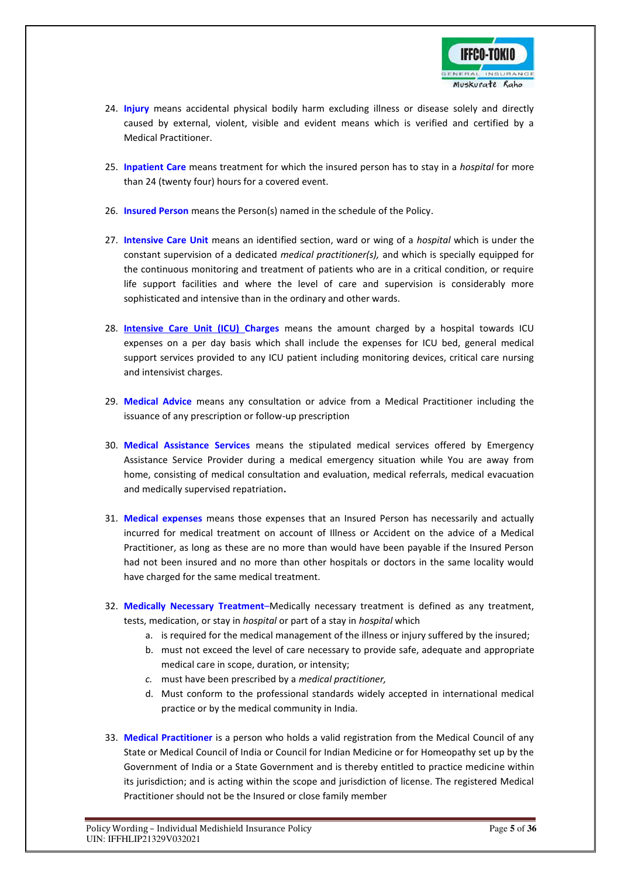24. **Injury** means accidental physical bodily harm excluding illness or disease solely and directly caused by external, violent, visible and evident means which is verified and certified by a Medical Practitioner.

25. **Inpatient Care** means treatment for which the insured person has to stay in a *hospital* for more than 24 (twenty four) hours for a covered event.

26. **Insured Person** means the Person(s) named in the schedule of the Policy.

27. **Intensive Care Unit** means an identified section, ward or wing of a *hospital* which is under the constant supervision of a dedicated *medical practitioner(s),* and which is specially equipped for the continuous monitoring and treatment of patients who are in a critical condition, or require life support facilities and where the level of care and supervision is considerably more sophisticated and intensive than in the ordinary and other wards.

28. **Intensive Care Unit (ICU) Charges** means the amount charged by a hospital towards ICU expenses on a per day basis which shall include the expenses for ICU bed, general medical support services provided to any ICU patient including monitoring devices, critical care nursing and intensivist charges.

29. **Medical Advice** means any consultation or advice from a Medical Practitioner including the issuance of any prescription or follow-up prescription

30. **Medical Assistance Services** means the stipulated medical services offered by Emergency Assistance Service Provider during a medical emergency situation while You are away from home, consisting of medical consultation and evaluation, medical referrals, medical evacuation and medically supervised repatriation**.**

31. **Medical expenses** means those expenses that an Insured Person has necessarily and actually incurred for medical treatment on account of Illness or Accident on the advice of a Medical Practitioner, as long as these are no more than would have been payable if the Insured Person had not been insured and no more than other hospitals or doctors in the same locality would have charged for the same medical treatment.

32. **Medically Necessary Treatment**–Medically necessary treatment is defined as any treatment, tests, medication, or stay in *hospital* or part of a stay in *hospital* which
    a. is required for the medical management of the illness or injury suffered by the insured;
    b. must not exceed the level of care necessary to provide safe, adequate and appropriate medical care in scope, duration, or intensity;
    c. must have been prescribed by a *medical practitioner,*
    d. Must conform to the professional standards widely accepted in international medical practice or by the medical community in India.

33. **Medical Practitioner** is a person who holds a valid registration from the Medical Council of any State or Medical Council of India or Council for Indian Medicine or for Homeopathy set up by the Government of India or a State Government and is thereby entitled to practice medicine within its jurisdiction; and is acting within the scope and jurisdiction of license. The registered Medical Practitioner should not be the Insured or close family member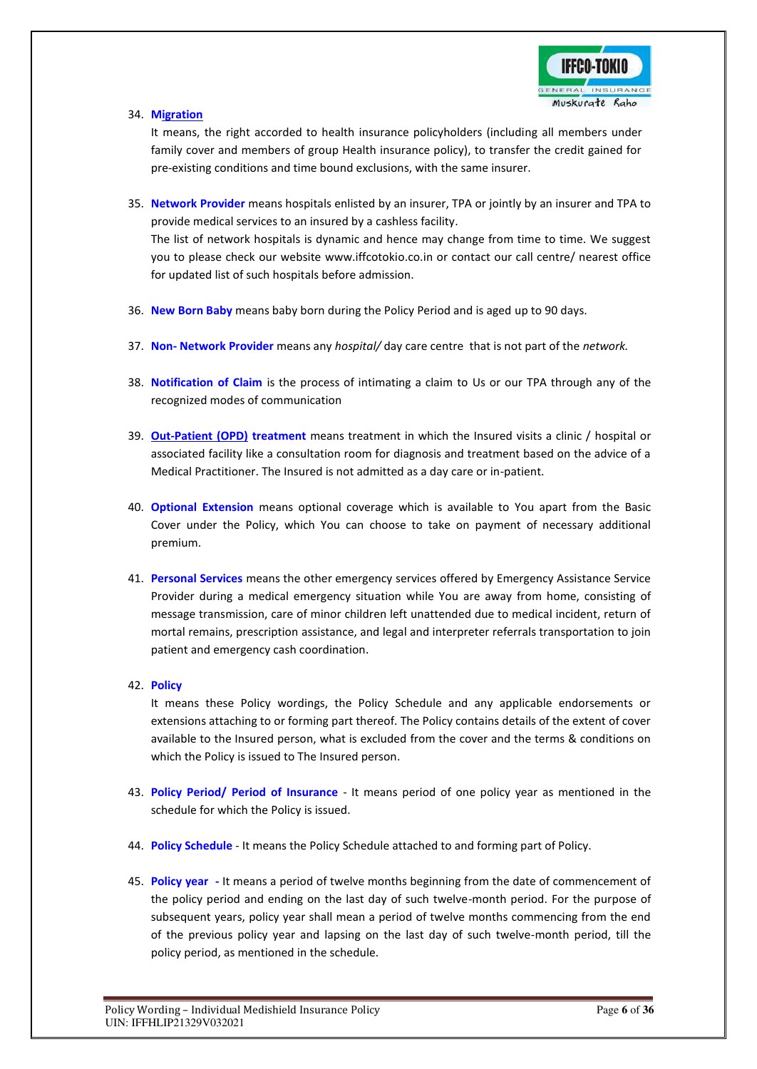34. **Migration**

    It means, the right accorded to health insurance policyholders (including all members under family cover and members of group Health insurance policy), to transfer the credit gained for pre-existing conditions and time bound exclusions, with the same insurer.

35. **Network Provider** means hospitals enlisted by an insurer, TPA or jointly by an insurer and TPA to provide medical services to an insured by a cashless facility.

    The list of network hospitals is dynamic and hence may change from time to time. We suggest you to please check our website www.iffcotokio.co.in or contact our call centre/ nearest office for updated list of such hospitals before admission.

36. **New Born Baby** means baby born during the Policy Period and is aged up to 90 days.

37. **Non- Network Provider** means any *hospital/* day care centre that is not part of the *network.*

38. **Notification of Claim** is the process of intimating a claim to Us or our TPA through any of the recognized modes of communication

39. **Out-Patient (OPD) treatment** means treatment in which the Insured visits a clinic / hospital or associated facility like a consultation room for diagnosis and treatment based on the advice of a Medical Practitioner. The Insured is not admitted as a day care or in-patient.

40. **Optional Extension** means optional coverage which is available to You apart from the Basic Cover under the Policy, which You can choose to take on payment of necessary additional premium.

41. **Personal Services** means the other emergency services offered by Emergency Assistance Service Provider during a medical emergency situation while You are away from home, consisting of message transmission, care of minor children left unattended due to medical incident, return of mortal remains, prescription assistance, and legal and interpreter referrals transportation to join patient and emergency cash coordination.

42. **Policy**

    It means these Policy wordings, the Policy Schedule and any applicable endorsements or extensions attaching to or forming part thereof. The Policy contains details of the extent of cover available to the Insured person, what is excluded from the cover and the terms & conditions on which the Policy is issued to The Insured person.

43. **Policy Period/ Period of Insurance** - It means period of one policy year as mentioned in the schedule for which the Policy is issued.

44. **Policy Schedule** - It means the Policy Schedule attached to and forming part of Policy.

45. **Policy year** - It means a period of twelve months beginning from the date of commencement of the policy period and ending on the last day of such twelve-month period. For the purpose of subsequent years, policy year shall mean a period of twelve months commencing from the end of the previous policy year and lapsing on the last day of such twelve-month period, till the policy period, as mentioned in the schedule.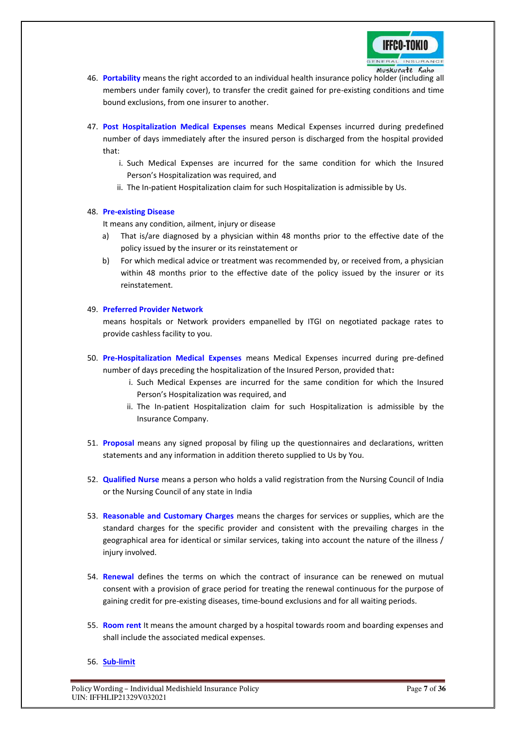46. **Portability** means the right accorded to an individual health insurance policy holder (including all members under family cover), to transfer the credit gained for pre-existing conditions and time bound exclusions, from one insurer to another.

47. **Post Hospitalization Medical Expenses** means Medical Expenses incurred during predefined number of days immediately after the insured person is discharged from the hospital provided that:
    i. Such Medical Expenses are incurred for the same condition for which the Insured Person's Hospitalization was required, and
    ii. The In-patient Hospitalization claim for such Hospitalization is admissible by Us.

48. **Pre-existing Disease**

    It means any condition, ailment, injury or disease
    a) That is/are diagnosed by a physician within 48 months prior to the effective date of the policy issued by the insurer or its reinstatement or
    b) For which medical advice or treatment was recommended by, or received from, a physician within 48 months prior to the effective date of the policy issued by the insurer or its reinstatement.

49. **Preferred Provider Network**

    means hospitals or Network providers empanelled by ITGI on negotiated package rates to provide cashless facility to you.

50. **Pre-Hospitalization Medical Expenses** means Medical Expenses incurred during pre-defined number of days preceding the hospitalization of the Insured Person, provided that**:**
    i. Such Medical Expenses are incurred for the same condition for which the Insured Person's Hospitalization was required, and
    ii. The In-patient Hospitalization claim for such Hospitalization is admissible by the Insurance Company.

51. **Proposal** means any signed proposal by filing up the questionnaires and declarations, written statements and any information in addition thereto supplied to Us by You.

52. **Qualified Nurse** means a person who holds a valid registration from the Nursing Council of India or the Nursing Council of any state in India

53. **Reasonable and Customary Charges** means the charges for services or supplies, which are the standard charges for the specific provider and consistent with the prevailing charges in the geographical area for identical or similar services, taking into account the nature of the illness / injury involved.

54. **Renewal** defines the terms on which the contract of insurance can be renewed on mutual consent with a provision of grace period for treating the renewal continuous for the purpose of gaining credit for pre-existing diseases, time-bound exclusions and for all waiting periods.

55. **Room rent** It means the amount charged by a hospital towards room and boarding expenses and shall include the associated medical expenses.

56. **Sub-limit**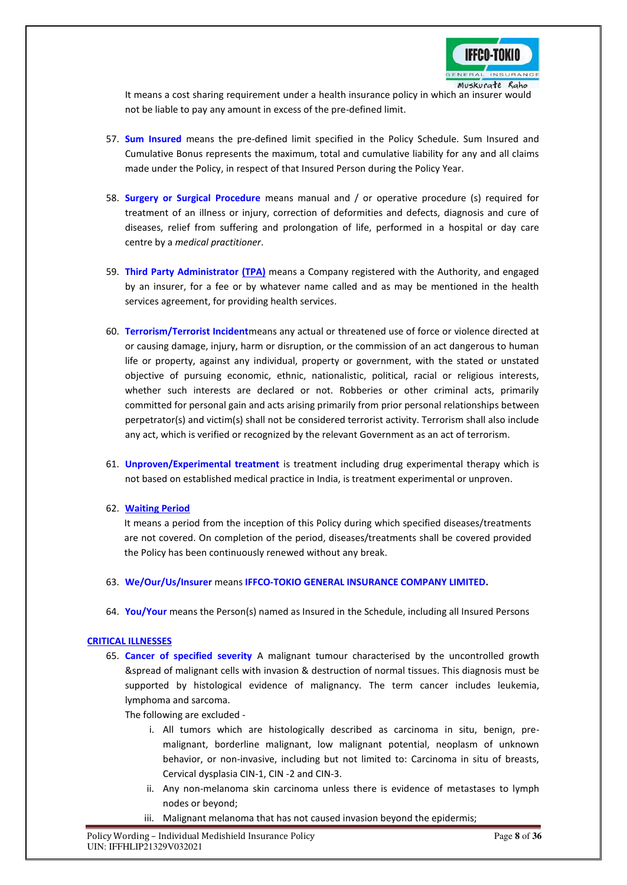It means a cost sharing requirement under a health insurance policy in which an insurer would not be liable to pay any amount in excess of the pre-defined limit.

57. **Sum Insured** means the pre-defined limit specified in the Policy Schedule. Sum Insured and Cumulative Bonus represents the maximum, total and cumulative liability for any and all claims made under the Policy, in respect of that Insured Person during the Policy Year.

58. **Surgery or Surgical Procedure** means manual and / or operative procedure (s) required for treatment of an illness or injury, correction of deformities and defects, diagnosis and cure of diseases, relief from suffering and prolongation of life, performed in a hospital or day care centre by a *medical practitioner*.

59. **Third Party Administrator (TPA)** means a Company registered with the Authority, and engaged by an insurer, for a fee or by whatever name called and as may be mentioned in the health services agreement, for providing health services.

60. **Terrorism/Terrorist Incident**means any actual or threatened use of force or violence directed at or causing damage, injury, harm or disruption, or the commission of an act dangerous to human life or property, against any individual, property or government, with the stated or unstated objective of pursuing economic, ethnic, nationalistic, political, racial or religious interests, whether such interests are declared or not. Robberies or other criminal acts, primarily committed for personal gain and acts arising primarily from prior personal relationships between perpetrator(s) and victim(s) shall not be considered terrorist activity. Terrorism shall also include any act, which is verified or recognized by the relevant Government as an act of terrorism.

61. **Unproven/Experimental treatment** is treatment including drug experimental therapy which is not based on established medical practice in India, is treatment experimental or unproven.

62. **Waiting Period**

    It means a period from the inception of this Policy during which specified diseases/treatments are not covered. On completion of the period, diseases/treatments shall be covered provided the Policy has been continuously renewed without any break.

63. **We/Our/Us/Insurer** means **IFFCO-TOKIO GENERAL INSURANCE COMPANY LIMITED.**

64. **You/Your** means the Person(s) named as Insured in the Schedule, including all Insured Persons

## CRITICAL ILLNESSES

65. **Cancer of specified severity** A malignant tumour characterised by the uncontrolled growth &spread of malignant cells with invasion & destruction of normal tissues. This diagnosis must be supported by histological evidence of malignancy. The term cancer includes leukemia, lymphoma and sarcoma.

    The following are excluded -

    i. All tumors which are histologically described as carcinoma in situ, benign, pre-malignant, borderline malignant, low malignant potential, neoplasm of unknown behavior, or non-invasive, including but not limited to: Carcinoma in situ of breasts, Cervical dysplasia CIN-1, CIN -2 and CIN-3.

    ii. Any non-melanoma skin carcinoma unless there is evidence of metastases to lymph nodes or beyond;

    iii. Malignant melanoma that has not caused invasion beyond the epidermis;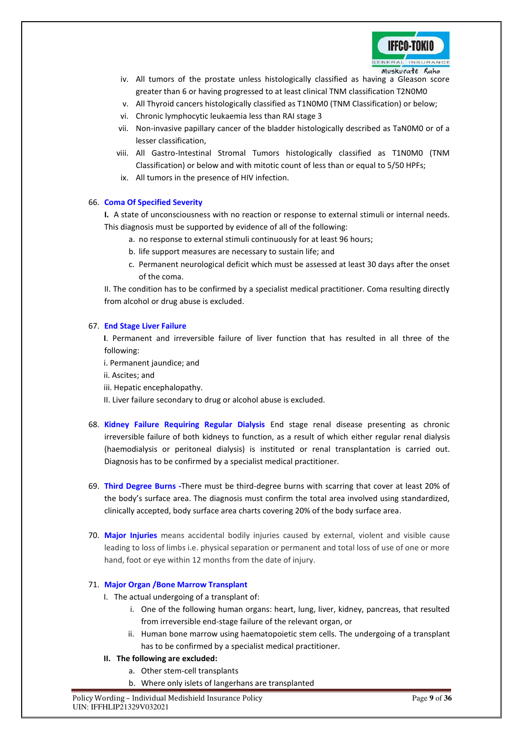iv. All tumors of the prostate unless histologically classified as having a Gleason score greater than 6 or having progressed to at least clinical TNM classification T2N0M0

v. All Thyroid cancers histologically classified as T1N0M0 (TNM Classification) or below;

vi. Chronic lymphocytic leukaemia less than RAI stage 3

vii. Non-invasive papillary cancer of the bladder histologically described as TaN0M0 or of a lesser classification,

viii. All Gastro-Intestinal Stromal Tumors histologically classified as T1N0M0 (TNM Classification) or below and with mitotic count of less than or equal to 5/50 HPFs;

ix. All tumors in the presence of HIV infection.

66. **Coma Of Specified Severity**

**I.** A state of unconsciousness with no reaction or response to external stimuli or internal needs. This diagnosis must be supported by evidence of all of the following:

a. no response to external stimuli continuously for at least 96 hours;

b. life support measures are necessary to sustain life; and

c. Permanent neurological deficit which must be assessed at least 30 days after the onset of the coma.

II. The condition has to be confirmed by a specialist medical practitioner. Coma resulting directly from alcohol or drug abuse is excluded.

67. **End Stage Liver Failure**

**I**. Permanent and irreversible failure of liver function that has resulted in all three of the following:

i. Permanent jaundice; and

ii. Ascites; and

iii. Hepatic encephalopathy.

II. Liver failure secondary to drug or alcohol abuse is excluded.

68. **Kidney Failure Requiring Regular Dialysis** End stage renal disease presenting as chronic irreversible failure of both kidneys to function, as a result of which either regular renal dialysis (haemodialysis or peritoneal dialysis) is instituted or renal transplantation is carried out. Diagnosis has to be confirmed by a specialist medical practitioner.

69. **Third Degree Burns** -There must be third-degree burns with scarring that cover at least 20% of the body's surface area. The diagnosis must confirm the total area involved using standardized, clinically accepted, body surface area charts covering 20% of the body surface area.

70. **Major Injuries** means accidental bodily injuries caused by external, violent and visible cause leading to loss of limbs i.e. physical separation or permanent and total loss of use of one or more hand, foot or eye within 12 months from the date of injury.

71. **Major Organ /Bone Marrow Transplant**

I. The actual undergoing of a transplant of:

i. One of the following human organs: heart, lung, liver, kidney, pancreas, that resulted from irreversible end-stage failure of the relevant organ, or

ii. Human bone marrow using haematopoietic stem cells. The undergoing of a transplant has to be confirmed by a specialist medical practitioner.

**II. The following are excluded:**

a. Other stem-cell transplants

b. Where only islets of langerhans are transplanted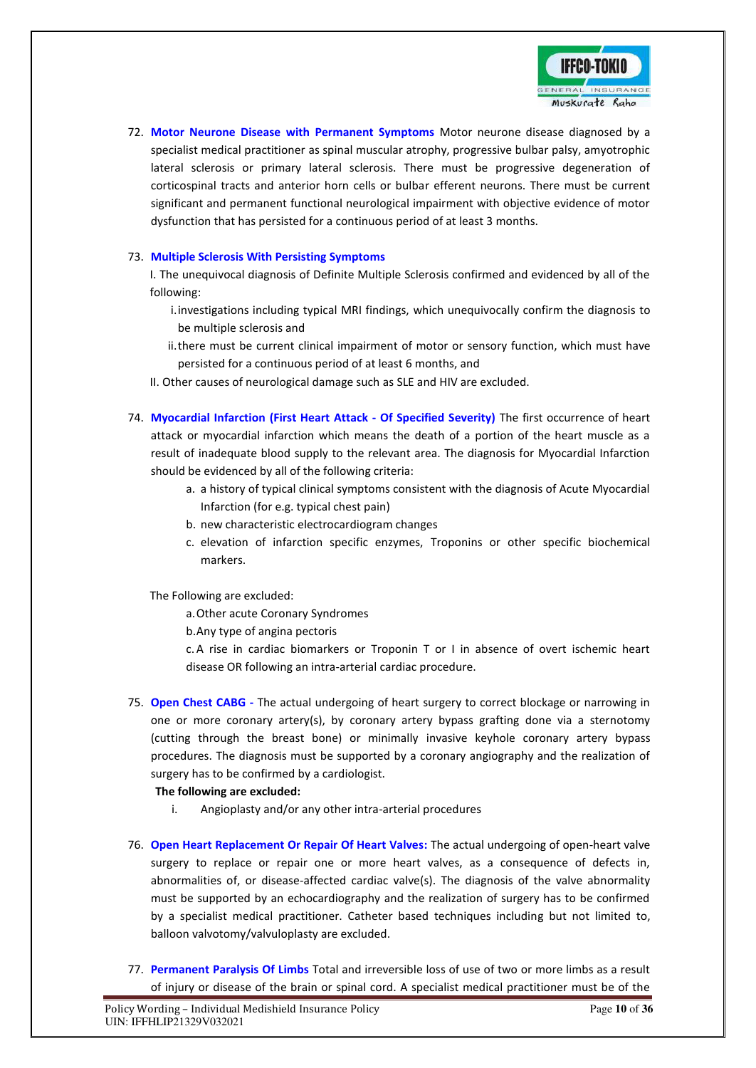72. **Motor Neurone Disease with Permanent Symptoms** Motor neurone disease diagnosed by a specialist medical practitioner as spinal muscular atrophy, progressive bulbar palsy, amyotrophic lateral sclerosis or primary lateral sclerosis. There must be progressive degeneration of corticospinal tracts and anterior horn cells or bulbar efferent neurons. There must be current significant and permanent functional neurological impairment with objective evidence of motor dysfunction that has persisted for a continuous period of at least 3 months.

73. **Multiple Sclerosis With Persisting Symptoms**

    I. The unequivocal diagnosis of Definite Multiple Sclerosis confirmed and evidenced by all of the following:

    i. investigations including typical MRI findings, which unequivocally confirm the diagnosis to be multiple sclerosis and

    ii. there must be current clinical impairment of motor or sensory function, which must have persisted for a continuous period of at least 6 months, and

    II. Other causes of neurological damage such as SLE and HIV are excluded.

74. **Myocardial Infarction (First Heart Attack - Of Specified Severity)** The first occurrence of heart attack or myocardial infarction which means the death of a portion of the heart muscle as a result of inadequate blood supply to the relevant area. The diagnosis for Myocardial Infarction should be evidenced by all of the following criteria:

    a. a history of typical clinical symptoms consistent with the diagnosis of Acute Myocardial Infarction (for e.g. typical chest pain)

    b. new characteristic electrocardiogram changes

    c. elevation of infarction specific enzymes, Troponins or other specific biochemical markers.

    The Following are excluded:

    a. Other acute Coronary Syndromes

    b. Any type of angina pectoris

    c. A rise in cardiac biomarkers or Troponin T or I in absence of overt ischemic heart disease OR following an intra-arterial cardiac procedure.

75. **Open Chest CABG -** The actual undergoing of heart surgery to correct blockage or narrowing in one or more coronary artery(s), by coronary artery bypass grafting done via a sternotomy (cutting through the breast bone) or minimally invasive keyhole coronary artery bypass procedures. The diagnosis must be supported by a coronary angiography and the realization of surgery has to be confirmed by a cardiologist.

    **The following are excluded:**

    i. Angioplasty and/or any other intra-arterial procedures

76. **Open Heart Replacement Or Repair Of Heart Valves:** The actual undergoing of open-heart valve surgery to replace or repair one or more heart valves, as a consequence of defects in, abnormalities of, or disease-affected cardiac valve(s). The diagnosis of the valve abnormality must be supported by an echocardiography and the realization of surgery has to be confirmed by a specialist medical practitioner. Catheter based techniques including but not limited to, balloon valvotomy/valvuloplasty are excluded.

77. **Permanent Paralysis Of Limbs** Total and irreversible loss of use of two or more limbs as a result of injury or disease of the brain or spinal cord. A specialist medical practitioner must be of the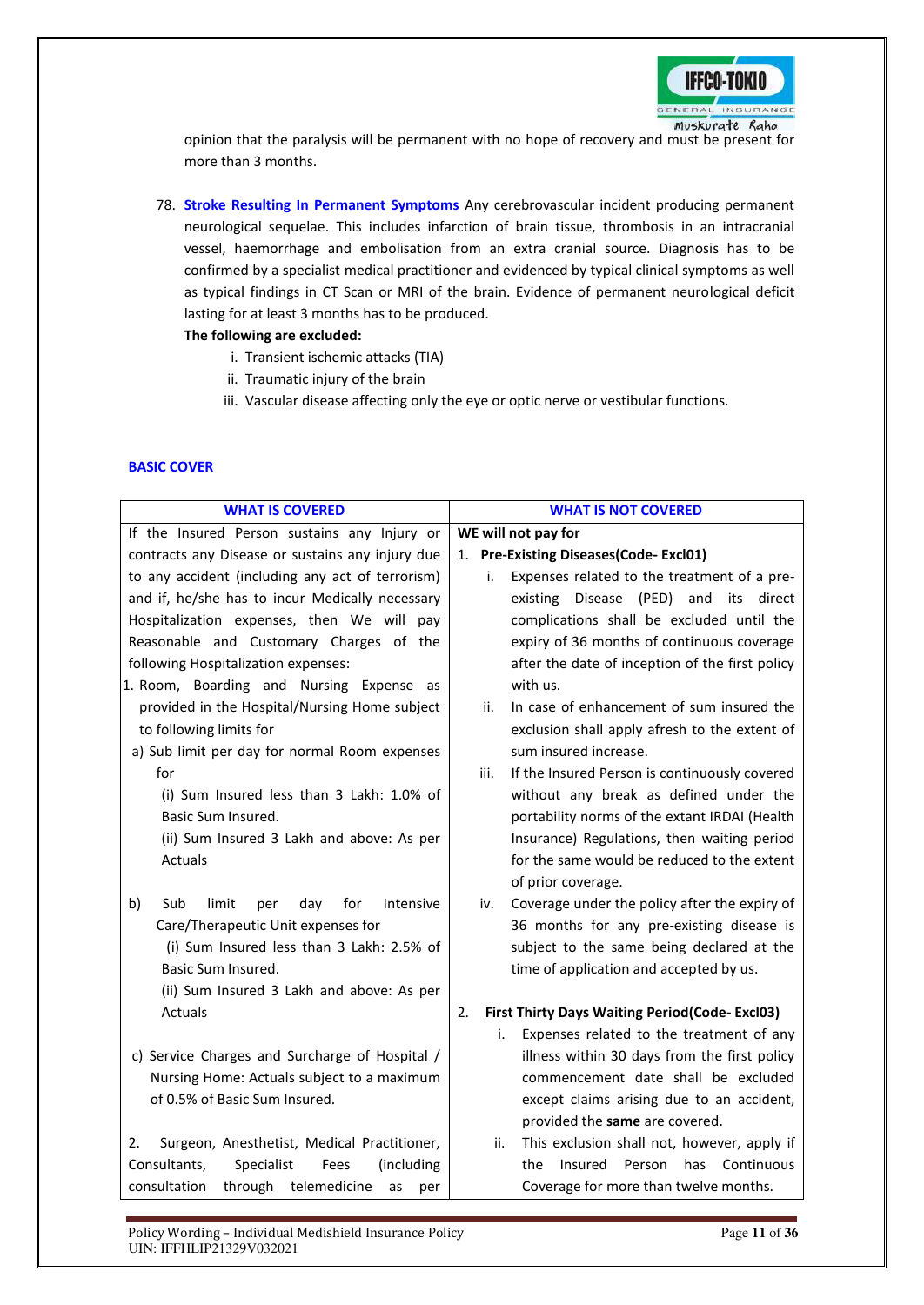opinion that the paralysis will be permanent with no hope of recovery and must be present for more than 3 months.

78. **Stroke Resulting In Permanent Symptoms** Any cerebrovascular incident producing permanent neurological sequelae. This includes infarction of brain tissue, thrombosis in an intracranial vessel, haemorrhage and embolisation from an extra cranial source. Diagnosis has to be confirmed by a specialist medical practitioner and evidenced by typical clinical symptoms as well as typical findings in CT Scan or MRI of the brain. Evidence of permanent neurological deficit lasting for at least 3 months has to be produced.

    **The following are excluded:**

    i. Transient ischemic attacks (TIA)
    ii. Traumatic injury of the brain
    iii. Vascular disease affecting only the eye or optic nerve or vestibular functions.

## BASIC COVER

| WHAT IS COVERED | WHAT IS NOT COVERED |
|---|---|
| If the Insured Person sustains any Injury or contracts any Disease or sustains any injury due to any accident (including any act of terrorism) and if, he/she has to incur Medically necessary Hospitalization expenses, then We will pay Reasonable and Customary Charges of the following Hospitalization expenses:<br>1. Room, Boarding and Nursing Expense as provided in the Hospital/Nursing Home subject to following limits for<br>a) Sub limit per day for normal Room expenses for<br>(i) Sum Insured less than 3 Lakh: 1.0% of Basic Sum Insured.<br>(ii) Sum Insured 3 Lakh and above: As per Actuals<br><br>b) Sub limit per day for Intensive Care/Therapeutic Unit expenses for<br>(i) Sum Insured less than 3 Lakh: 2.5% of Basic Sum Insured.<br>(ii) Sum Insured 3 Lakh and above: As per Actuals<br><br>c) Service Charges and Surcharge of Hospital / Nursing Home: Actuals subject to a maximum of 0.5% of Basic Sum Insured.<br><br>2. Surgeon, Anesthetist, Medical Practitioner, Consultants, Specialist Fees (including consultation through telemedicine as per | **WE will not pay for**<br>1. **Pre-Existing Diseases(Code- Excl01)**<br>i. Expenses related to the treatment of a pre-existing Disease (PED) and its direct complications shall be excluded until the expiry of 36 months of continuous coverage after the date of inception of the first policy with us.<br>ii. In case of enhancement of sum insured the exclusion shall apply afresh to the extent of sum insured increase.<br>iii. If the Insured Person is continuously covered without any break as defined under the portability norms of the extant IRDAI (Health Insurance) Regulations, then waiting period for the same would be reduced to the extent of prior coverage.<br>iv. Coverage under the policy after the expiry of 36 months for any pre-existing disease is subject to the same being declared at the time of application and accepted by us.<br><br>2. **First Thirty Days Waiting Period(Code- Excl03)**<br>i. Expenses related to the treatment of any illness within 30 days from the first policy commencement date shall be excluded except claims arising due to an accident, provided the **same** are covered.<br>ii. This exclusion shall not, however, apply if the Insured Person has Continuous Coverage for more than twelve months. |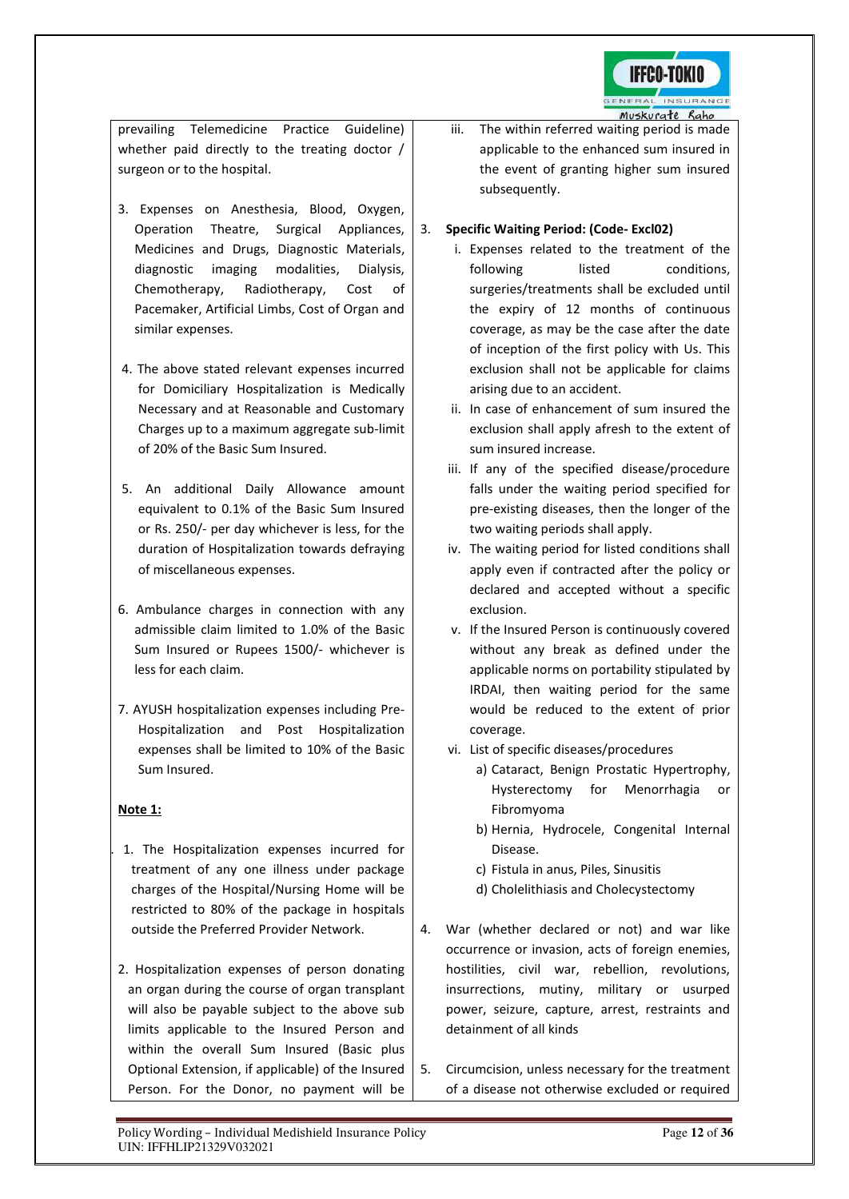prevailing Telemedicine Practice Guideline) whether paid directly to the treating doctor / surgeon or to the hospital.

3. Expenses on Anesthesia, Blood, Oxygen, Operation Theatre, Surgical Appliances, Medicines and Drugs, Diagnostic Materials, diagnostic imaging modalities, Dialysis, Chemotherapy, Radiotherapy, Cost of Pacemaker, Artificial Limbs, Cost of Organ and similar expenses.

4. The above stated relevant expenses incurred for Domiciliary Hospitalization is Medically Necessary and at Reasonable and Customary Charges up to a maximum aggregate sub-limit of 20% of the Basic Sum Insured.

5. An additional Daily Allowance amount equivalent to 0.1% of the Basic Sum Insured or Rs. 250/- per day whichever is less, for the duration of Hospitalization towards defraying of miscellaneous expenses.

6. Ambulance charges in connection with any admissible claim limited to 1.0% of the Basic Sum Insured or Rupees 1500/- whichever is less for each claim.

7. AYUSH hospitalization expenses including Pre-Hospitalization and Post Hospitalization expenses shall be limited to 10% of the Basic Sum Insured.

**Note 1:**

1. The Hospitalization expenses incurred for treatment of any one illness under package charges of the Hospital/Nursing Home will be restricted to 80% of the package in hospitals outside the Preferred Provider Network.

2. Hospitalization expenses of person donating an organ during the course of organ transplant will also be payable subject to the above sub limits applicable to the Insured Person and within the overall Sum Insured (Basic plus Optional Extension, if applicable) of the Insured Person. For the Donor, no payment will be

iii. The within referred waiting period is made applicable to the enhanced sum insured in the event of granting higher sum insured subsequently.

3. **Specific Waiting Period: (Code- Excl02)**
   i. Expenses related to the treatment of the following listed conditions, surgeries/treatments shall be excluded until the expiry of 12 months of continuous coverage, as may be the case after the date of inception of the first policy with Us. This exclusion shall not be applicable for claims arising due to an accident.
   ii. In case of enhancement of sum insured the exclusion shall apply afresh to the extent of sum insured increase.
   iii. If any of the specified disease/procedure falls under the waiting period specified for pre-existing diseases, then the longer of the two waiting periods shall apply.
   iv. The waiting period for listed conditions shall apply even if contracted after the policy or declared and accepted without a specific exclusion.
   v. If the Insured Person is continuously covered without any break as defined under the applicable norms on portability stipulated by IRDAI, then waiting period for the same would be reduced to the extent of prior coverage.
   vi. List of specific diseases/procedures
      a) Cataract, Benign Prostatic Hypertrophy, Hysterectomy for Menorrhagia or Fibromyoma
      b) Hernia, Hydrocele, Congenital Internal Disease.
      c) Fistula in anus, Piles, Sinusitis
      d) Cholelithiasis and Cholecystectomy

4. War (whether declared or not) and war like occurrence or invasion, acts of foreign enemies, hostilities, civil war, rebellion, revolutions, insurrections, mutiny, military or usurped power, seizure, capture, arrest, restraints and detainment of all kinds

5. Circumcision, unless necessary for the treatment of a disease not otherwise excluded or required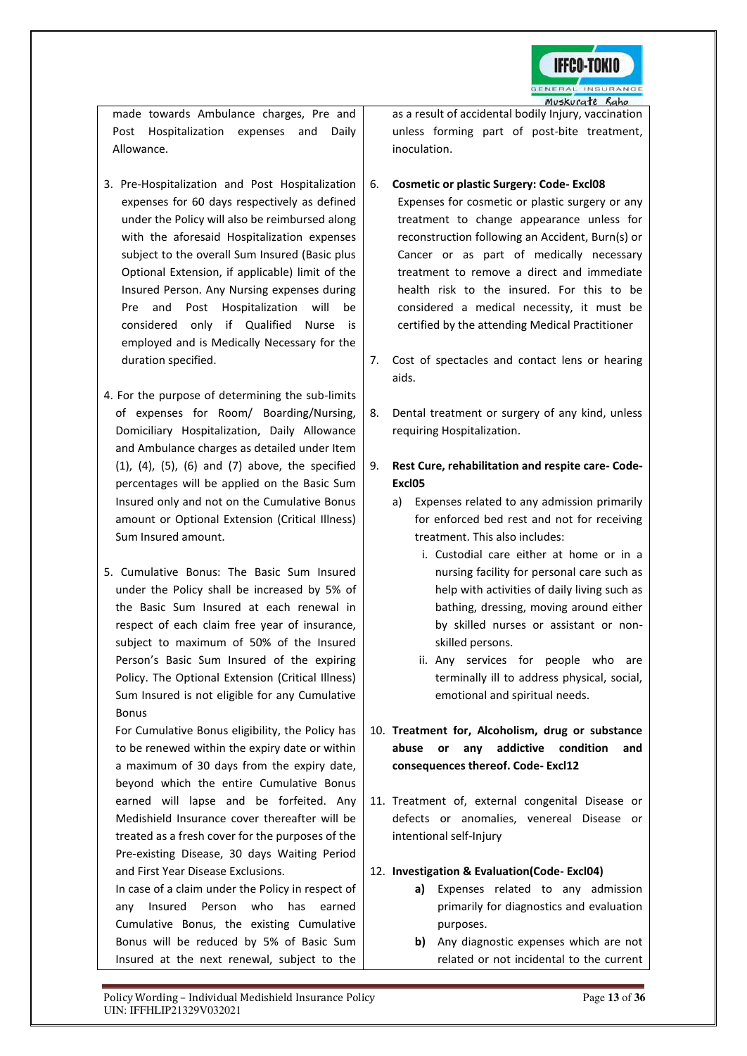made towards Ambulance charges, Pre and Post Hospitalization expenses and Daily Allowance.

3. Pre-Hospitalization and Post Hospitalization expenses for 60 days respectively as defined under the Policy will also be reimbursed along with the aforesaid Hospitalization expenses subject to the overall Sum Insured (Basic plus Optional Extension, if applicable) limit of the Insured Person. Any Nursing expenses during Pre and Post Hospitalization will be considered only if Qualified Nurse is employed and is Medically Necessary for the duration specified.

4. For the purpose of determining the sub-limits of expenses for Room/ Boarding/Nursing, Domiciliary Hospitalization, Daily Allowance and Ambulance charges as detailed under Item (1), (4), (5), (6) and (7) above, the specified percentages will be applied on the Basic Sum Insured only and not on the Cumulative Bonus amount or Optional Extension (Critical Illness) Sum Insured amount.

5. Cumulative Bonus: The Basic Sum Insured under the Policy shall be increased by 5% of the Basic Sum Insured at each renewal in respect of each claim free year of insurance, subject to maximum of 50% of the Insured Person's Basic Sum Insured of the expiring Policy. The Optional Extension (Critical Illness) Sum Insured is not eligible for any Cumulative Bonus

   For Cumulative Bonus eligibility, the Policy has to be renewed within the expiry date or within a maximum of 30 days from the expiry date, beyond which the entire Cumulative Bonus earned will lapse and be forfeited. Any Medishield Insurance cover thereafter will be treated as a fresh cover for the purposes of the Pre-existing Disease, 30 days Waiting Period and First Year Disease Exclusions.

   In case of a claim under the Policy in respect of any Insured Person who has earned Cumulative Bonus, the existing Cumulative Bonus will be reduced by 5% of Basic Sum Insured at the next renewal, subject to the

as a result of accidental bodily Injury, vaccination unless forming part of post-bite treatment, inoculation.

6. **Cosmetic or plastic Surgery: Code- Excl08**
   Expenses for cosmetic or plastic surgery or any treatment to change appearance unless for reconstruction following an Accident, Burn(s) or Cancer or as part of medically necessary treatment to remove a direct and immediate health risk to the insured. For this to be considered a medical necessity, it must be certified by the attending Medical Practitioner

7. Cost of spectacles and contact lens or hearing aids.

8. Dental treatment or surgery of any kind, unless requiring Hospitalization.

9. **Rest Cure, rehabilitation and respite care- Code-Excl05**
   a) Expenses related to any admission primarily for enforced bed rest and not for receiving treatment. This also includes:
      i. Custodial care either at home or in a nursing facility for personal care such as help with activities of daily living such as bathing, dressing, moving around either by skilled nurses or assistant or non-skilled persons.
      ii. Any services for people who are terminally ill to address physical, social, emotional and spiritual needs.

10. **Treatment for, Alcoholism, drug or substance abuse or any addictive condition and consequences thereof. Code- Excl12**

11. Treatment of, external congenital Disease or defects or anomalies, venereal Disease or intentional self-Injury

12. **Investigation & Evaluation(Code- Excl04)**
    **a)** Expenses related to any admission primarily for diagnostics and evaluation purposes.
    **b)** Any diagnostic expenses which are not related or not incidental to the current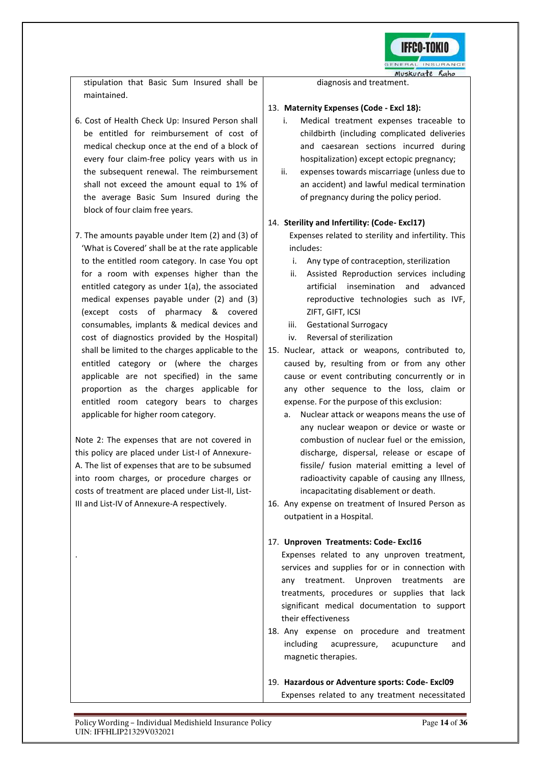stipulation that Basic Sum Insured shall be maintained.

6. Cost of Health Check Up: Insured Person shall be entitled for reimbursement of cost of medical checkup once at the end of a block of every four claim-free policy years with us in the subsequent renewal. The reimbursement shall not exceed the amount equal to 1% of the average Basic Sum Insured during the block of four claim free years.

7. The amounts payable under Item (2) and (3) of 'What is Covered' shall be at the rate applicable to the entitled room category. In case You opt for a room with expenses higher than the entitled category as under 1(a), the associated medical expenses payable under (2) and (3) (except costs of pharmacy & covered consumables, implants & medical devices and cost of diagnostics provided by the Hospital) shall be limited to the charges applicable to the entitled category or (where the charges applicable are not specified) in the same proportion as the charges applicable for entitled room category bears to charges applicable for higher room category.

Note 2: The expenses that are not covered in this policy are placed under List-I of Annexure-A. The list of expenses that are to be subsumed into room charges, or procedure charges or costs of treatment are placed under List-II, List-III and List-IV of Annexure-A respectively.

.

diagnosis and treatment.

13. **Maternity Expenses (Code - Excl 18):**
    i. Medical treatment expenses traceable to childbirth (including complicated deliveries and caesarean sections incurred during hospitalization) except ectopic pregnancy;
    ii. expenses towards miscarriage (unless due to an accident) and lawful medical termination of pregnancy during the policy period.

14. **Sterility and Infertility: (Code- Excl17)**
    Expenses related to sterility and infertility. This includes:
    i. Any type of contraception, sterilization
    ii. Assisted Reproduction services including artificial insemination and advanced reproductive technologies such as IVF, ZIFT, GIFT, ICSI
    iii. Gestational Surrogacy
    iv. Reversal of sterilization

15. Nuclear, attack or weapons, contributed to, caused by, resulting from or from any other cause or event contributing concurrently or in any other sequence to the loss, claim or expense. For the purpose of this exclusion:
    a. Nuclear attack or weapons means the use of any nuclear weapon or device or waste or combustion of nuclear fuel or the emission, discharge, dispersal, release or escape of fissile/ fusion material emitting a level of radioactivity capable of causing any Illness, incapacitating disablement or death.

16. Any expense on treatment of Insured Person as outpatient in a Hospital.

17. **Unproven Treatments: Code- Excl16**
    Expenses related to any unproven treatment, services and supplies for or in connection with any treatment. Unproven treatments are treatments, procedures or supplies that lack significant medical documentation to support their effectiveness

18. Any expense on procedure and treatment including acupressure, acupuncture and magnetic therapies.

19. **Hazardous or Adventure sports: Code- Excl09**
    Expenses related to any treatment necessitated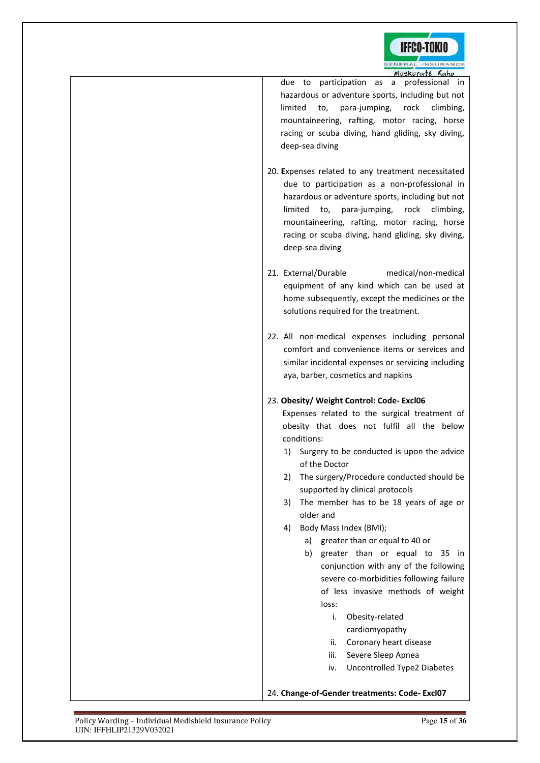due to participation as a professional in hazardous or adventure sports, including but not limited to, para-jumping, rock climbing, mountaineering, rafting, motor racing, horse racing or scuba diving, hand gliding, sky diving, deep-sea diving

20. **E**xpenses related to any treatment necessitated due to participation as a non-professional in hazardous or adventure sports, including but not limited to, para-jumping, rock climbing, mountaineering, rafting, motor racing, horse racing or scuba diving, hand gliding, sky diving, deep-sea diving

21. External/Durable medical/non-medical equipment of any kind which can be used at home subsequently, except the medicines or the solutions required for the treatment.

22. All non-medical expenses including personal comfort and convenience items or services and similar incidental expenses or servicing including aya, barber, cosmetics and napkins

23. **Obesity/ Weight Control: Code- Excl06**
    Expenses related to the surgical treatment of obesity that does not fulfil all the below conditions:
    1) Surgery to be conducted is upon the advice of the Doctor
    2) The surgery/Procedure conducted should be supported by clinical protocols
    3) The member has to be 18 years of age or older and
    4) Body Mass Index (BMI);
        a) greater than or equal to 40 or
        b) greater than or equal to 35 in conjunction with any of the following severe co-morbidities following failure of less invasive methods of weight loss:
            i. Obesity-related cardiomyopathy
            ii. Coronary heart disease
            iii. Severe Sleep Apnea
            iv. Uncontrolled Type2 Diabetes

24. **Change-of-Gender treatments: Code- Excl07**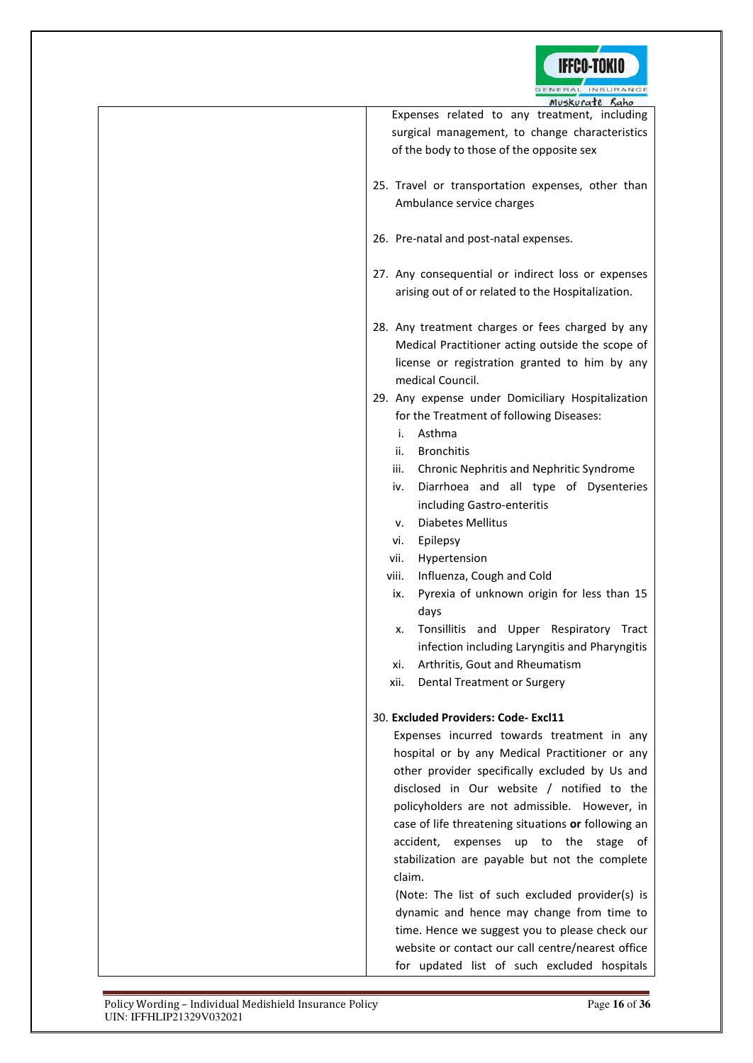Expenses related to any treatment, including surgical management, to change characteristics of the body to those of the opposite sex

25. Travel or transportation expenses, other than Ambulance service charges

26. Pre-natal and post-natal expenses.

27. Any consequential or indirect loss or expenses arising out of or related to the Hospitalization.

28. Any treatment charges or fees charged by any Medical Practitioner acting outside the scope of license or registration granted to him by any medical Council.

29. Any expense under Domiciliary Hospitalization for the Treatment of following Diseases:
    i. Asthma
    ii. Bronchitis
    iii. Chronic Nephritis and Nephritic Syndrome
    iv. Diarrhoea and all type of Dysenteries including Gastro-enteritis
    v. Diabetes Mellitus
    vi. Epilepsy
    vii. Hypertension
    viii. Influenza, Cough and Cold
    ix. Pyrexia of unknown origin for less than 15 days
    x. Tonsillitis and Upper Respiratory Tract infection including Laryngitis and Pharyngitis
    xi. Arthritis, Gout and Rheumatism
    xii. Dental Treatment or Surgery

30. **Excluded Providers: Code- Excl11**

    Expenses incurred towards treatment in any hospital or by any Medical Practitioner or any other provider specifically excluded by Us and disclosed in Our website / notified to the policyholders are not admissible. However, in case of life threatening situations **or** following an accident, expenses up to the stage of stabilization are payable but not the complete claim.

    (Note: The list of such excluded provider(s) is dynamic and hence may change from time to time. Hence we suggest you to please check our website or contact our call centre/nearest office for updated list of such excluded hospitals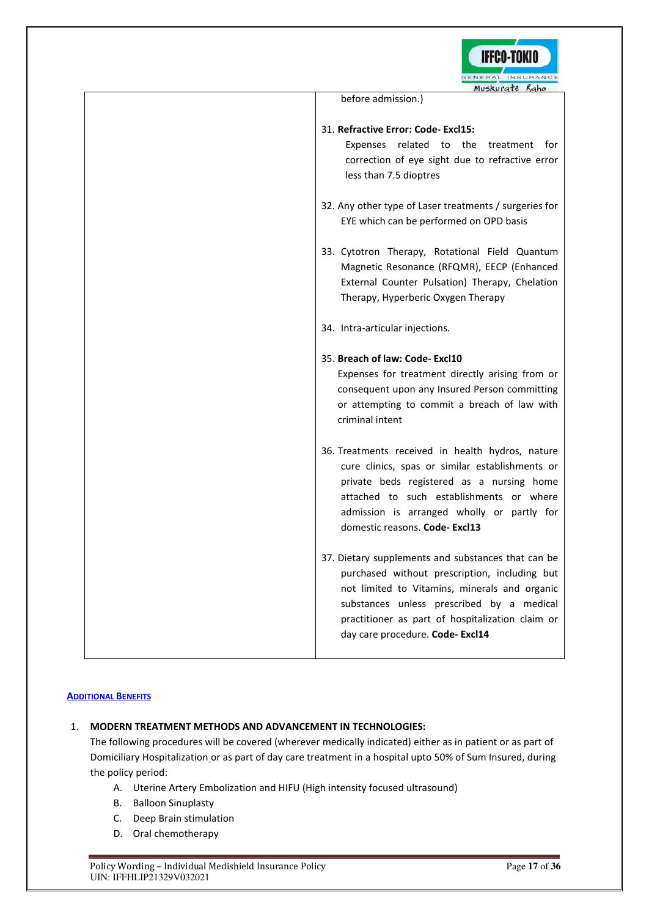| | before admission.)<br><br>31. **Refractive Error: Code- Excl15:**<br>Expenses related to the treatment for correction of eye sight due to refractive error less than 7.5 dioptres<br><br>32. Any other type of Laser treatments / surgeries for EYE which can be performed on OPD basis<br><br>33. Cytotron Therapy, Rotational Field Quantum Magnetic Resonance (RFQMR), EECP (Enhanced External Counter Pulsation) Therapy, Chelation Therapy, Hyperberic Oxygen Therapy<br><br>34. Intra-articular injections.<br><br>35. **Breach of law: Code- Excl10**<br>Expenses for treatment directly arising from or consequent upon any Insured Person committing or attempting to commit a breach of law with criminal intent<br><br>36. Treatments received in health hydros, nature cure clinics, spas or similar establishments or private beds registered as a nursing home attached to such establishments or where admission is arranged wholly or partly for domestic reasons. **Code- Excl13**<br><br>37. Dietary supplements and substances that can be purchased without prescription, including but not limited to Vitamins, minerals and organic substances unless prescribed by a medical practitioner as part of hospitalization claim or day care procedure. **Code- Excl14** |
|---|---|

## ADDITIONAL BENEFITS

1. **MODERN TREATMENT METHODS AND ADVANCEMENT IN TECHNOLOGIES:**
   The following procedures will be covered (wherever medically indicated) either as in patient or as part of Domiciliary Hospitalization or as part of day care treatment in a hospital upto 50% of Sum Insured, during the policy period:
   A. Uterine Artery Embolization and HIFU (High intensity focused ultrasound)
   B. Balloon Sinuplasty
   C. Deep Brain stimulation
   D. Oral chemotherapy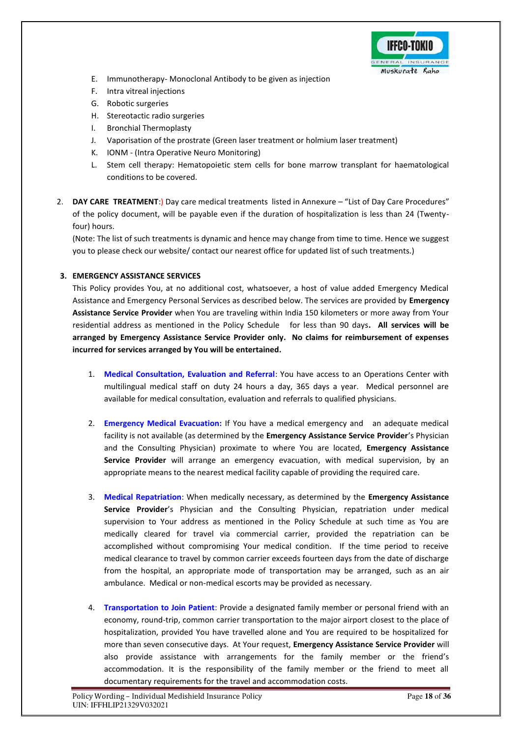E. Immunotherapy- Monoclonal Antibody to be given as injection
F. Intra vitreal injections
G. Robotic surgeries
H. Stereotactic radio surgeries
I. Bronchial Thermoplasty
J. Vaporisation of the prostrate (Green laser treatment or holmium laser treatment)
K. IONM - (Intra Operative Neuro Monitoring)
L. Stem cell therapy: Hematopoietic stem cells for bone marrow transplant for haematological conditions to be covered.

2. **DAY CARE TREATMENT**:) Day care medical treatments listed in Annexure – "List of Day Care Procedures" of the policy document, will be payable even if the duration of hospitalization is less than 24 (Twenty-four) hours.

   (Note: The list of such treatments is dynamic and hence may change from time to time. Hence we suggest you to please check our website/ contact our nearest office for updated list of such treatments.)

3. **EMERGENCY ASSISTANCE SERVICES**

   This Policy provides You, at no additional cost, whatsoever, a host of value added Emergency Medical Assistance and Emergency Personal Services as described below. The services are provided by **Emergency Assistance Service Provider** when You are traveling within India 150 kilometers or more away from Your residential address as mentioned in the Policy Schedule for less than 90 days. **All services will be arranged by Emergency Assistance Service Provider only. No claims for reimbursement of expenses incurred for services arranged by You will be entertained.**

   1. **Medical Consultation, Evaluation and Referral**: You have access to an Operations Center with multilingual medical staff on duty 24 hours a day, 365 days a year. Medical personnel are available for medical consultation, evaluation and referrals to qualified physicians.

   2. **Emergency Medical Evacuation:** If You have a medical emergency and an adequate medical facility is not available (as determined by the **Emergency Assistance Service Provider**'s Physician and the Consulting Physician) proximate to where You are located, **Emergency Assistance Service Provider** will arrange an emergency evacuation, with medical supervision, by an appropriate means to the nearest medical facility capable of providing the required care.

   3. **Medical Repatriation**: When medically necessary, as determined by the **Emergency Assistance Service Provider**'s Physician and the Consulting Physician, repatriation under medical supervision to Your address as mentioned in the Policy Schedule at such time as You are medically cleared for travel via commercial carrier, provided the repatriation can be accomplished without compromising Your medical condition. If the time period to receive medical clearance to travel by common carrier exceeds fourteen days from the date of discharge from the hospital, an appropriate mode of transportation may be arranged, such as an air ambulance. Medical or non-medical escorts may be provided as necessary.

   4. **Transportation to Join Patient**: Provide a designated family member or personal friend with an economy, round-trip, common carrier transportation to the major airport closest to the place of hospitalization, provided You have travelled alone and You are required to be hospitalized for more than seven consecutive days. At Your request, **Emergency Assistance Service Provider** will also provide assistance with arrangements for the family member or the friend's accommodation. It is the responsibility of the family member or the friend to meet all documentary requirements for the travel and accommodation costs.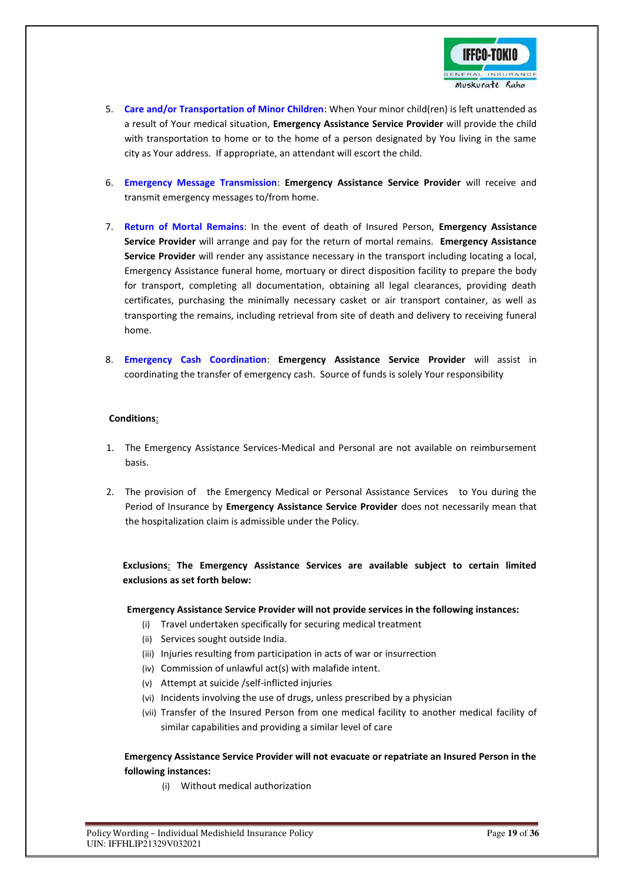5. **Care and/or Transportation of Minor Children**: When Your minor child(ren) is left unattended as a result of Your medical situation, **Emergency Assistance Service Provider** will provide the child with transportation to home or to the home of a person designated by You living in the same city as Your address. If appropriate, an attendant will escort the child.

6. **Emergency Message Transmission**: **Emergency Assistance Service Provider** will receive and transmit emergency messages to/from home.

7. **Return of Mortal Remains**: In the event of death of Insured Person, **Emergency Assistance Service Provider** will arrange and pay for the return of mortal remains. **Emergency Assistance Service Provider** will render any assistance necessary in the transport including locating a local, Emergency Assistance funeral home, mortuary or direct disposition facility to prepare the body for transport, completing all documentation, obtaining all legal clearances, providing death certificates, purchasing the minimally necessary casket or air transport container, as well as transporting the remains, including retrieval from site of death and delivery to receiving funeral home.

8. **Emergency Cash Coordination**: **Emergency Assistance Service Provider** will assist in coordinating the transfer of emergency cash. Source of funds is solely Your responsibility

**Conditions**:

1. The Emergency Assistance Services-Medical and Personal are not available on reimbursement basis.

2. The provision of the Emergency Medical or Personal Assistance Services to You during the Period of Insurance by **Emergency Assistance Service Provider** does not necessarily mean that the hospitalization claim is admissible under the Policy.

**Exclusions**: **The Emergency Assistance Services are available subject to certain limited exclusions as set forth below:**

**Emergency Assistance Service Provider will not provide services in the following instances:**

(i) Travel undertaken specifically for securing medical treatment
(ii) Services sought outside India.
(iii) Injuries resulting from participation in acts of war or insurrection
(iv) Commission of unlawful act(s) with malafide intent.
(v) Attempt at suicide /self-inflicted injuries
(vi) Incidents involving the use of drugs, unless prescribed by a physician
(vii) Transfer of the Insured Person from one medical facility to another medical facility of similar capabilities and providing a similar level of care

**Emergency Assistance Service Provider will not evacuate or repatriate an Insured Person in the following instances:**

(i) Without medical authorization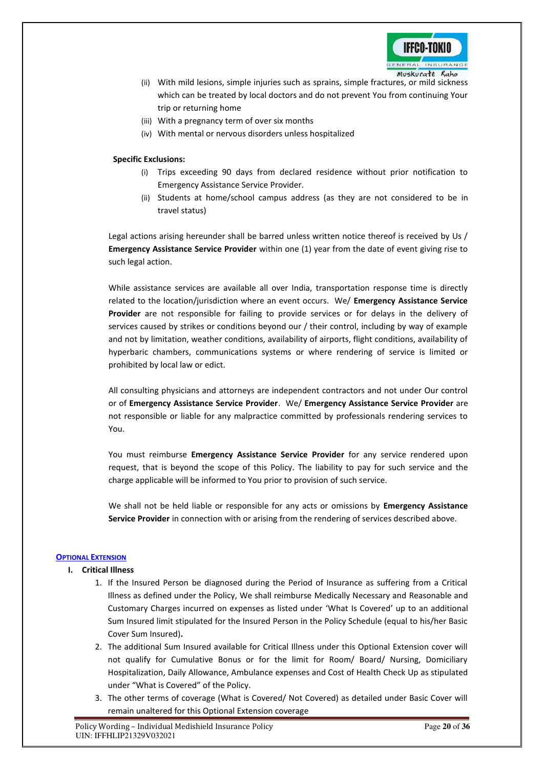(ii) With mild lesions, simple injuries such as sprains, simple fractures, or mild sickness which can be treated by local doctors and do not prevent You from continuing Your trip or returning home

(iii) With a pregnancy term of over six months

(iv) With mental or nervous disorders unless hospitalized

**Specific Exclusions:**

(i) Trips exceeding 90 days from declared residence without prior notification to Emergency Assistance Service Provider.

(ii) Students at home/school campus address (as they are not considered to be in travel status)

Legal actions arising hereunder shall be barred unless written notice thereof is received by Us / **Emergency Assistance Service Provider** within one (1) year from the date of event giving rise to such legal action.

While assistance services are available all over India, transportation response time is directly related to the location/jurisdiction where an event occurs. We/ **Emergency Assistance Service Provider** are not responsible for failing to provide services or for delays in the delivery of services caused by strikes or conditions beyond our / their control, including by way of example and not by limitation, weather conditions, availability of airports, flight conditions, availability of hyperbaric chambers, communications systems or where rendering of service is limited or prohibited by local law or edict.

All consulting physicians and attorneys are independent contractors and not under Our control or of **Emergency Assistance Service Provider**. We/ **Emergency Assistance Service Provider** are not responsible or liable for any malpractice committed by professionals rendering services to You.

You must reimburse **Emergency Assistance Service Provider** for any service rendered upon request, that is beyond the scope of this Policy. The liability to pay for such service and the charge applicable will be informed to You prior to provision of such service.

We shall not be held liable or responsible for any acts or omissions by **Emergency Assistance Service Provider** in connection with or arising from the rendering of services described above.

## OPTIONAL EXTENSION

**I. Critical Illness**

1. If the Insured Person be diagnosed during the Period of Insurance as suffering from a Critical Illness as defined under the Policy, We shall reimburse Medically Necessary and Reasonable and Customary Charges incurred on expenses as listed under 'What Is Covered' up to an additional Sum Insured limit stipulated for the Insured Person in the Policy Schedule (equal to his/her Basic Cover Sum Insured)**.**
2. The additional Sum Insured available for Critical Illness under this Optional Extension cover will not qualify for Cumulative Bonus or for the limit for Room/ Board/ Nursing, Domiciliary Hospitalization, Daily Allowance, Ambulance expenses and Cost of Health Check Up as stipulated under "What is Covered" of the Policy.
3. The other terms of coverage (What is Covered/ Not Covered) as detailed under Basic Cover will remain unaltered for this Optional Extension coverage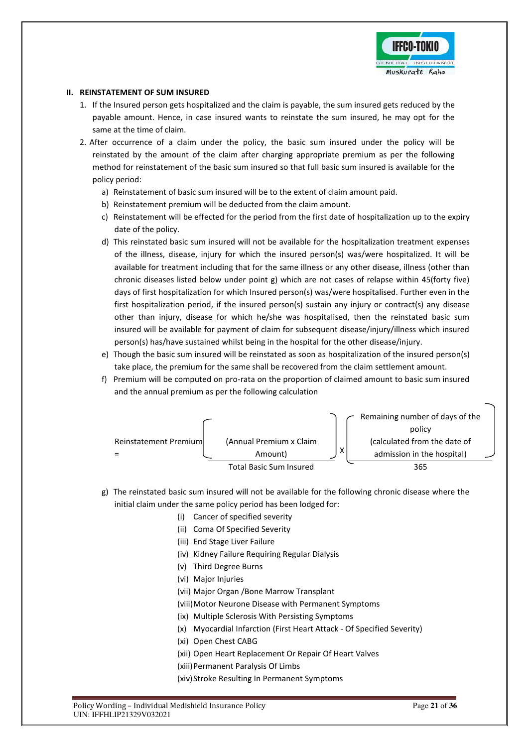## II. REINSTATEMENT OF SUM INSURED

1. If the Insured person gets hospitalized and the claim is payable, the sum insured gets reduced by the payable amount. Hence, in case insured wants to reinstate the sum insured, he may opt for the same at the time of claim.
2. After occurrence of a claim under the policy, the basic sum insured under the policy will be reinstated by the amount of the claim after charging appropriate premium as per the following method for reinstatement of the basic sum insured so that full basic sum insured is available for the policy period:
   a) Reinstatement of basic sum insured will be to the extent of claim amount paid.
   b) Reinstatement premium will be deducted from the claim amount.
   c) Reinstatement will be effected for the period from the first date of hospitalization up to the expiry date of the policy.
   d) This reinstated basic sum insured will not be available for the hospitalization treatment expenses of the illness, disease, injury for which the insured person(s) was/were hospitalized. It will be available for treatment including that for the same illness or any other disease, illness (other than chronic diseases listed below under point g) which are not cases of relapse within 45(forty five) days of first hospitalization for which Insured person(s) was/were hospitalised. Further even in the first hospitalization period, if the insured person(s) sustain any injury or contract(s) any disease other than injury, disease for which he/she was hospitalised, then the reinstated basic sum insured will be available for payment of claim for subsequent disease/injury/illness which insured person(s) has/have sustained whilst being in the hospital for the other disease/injury.
   e) Though the basic sum insured will be reinstated as soon as hospitalization of the insured person(s) take place, the premium for the same shall be recovered from the claim settlement amount.
   f) Premium will be computed on pro-rata on the proportion of claimed amount to basic sum insured and the annual premium as per the following calculation

$$\text{Reinstatement Premium} = \left( \frac{\text{Annual Premium} \times \text{Claim Amount}}{\text{Total Basic Sum Insured}} \right) \times \left( \frac{\text{Remaining number of days of the policy (calculated from the date of admission in the hospital)}}{365} \right)$$

   g) The reinstated basic sum insured will not be available for the following chronic disease where the initial claim under the same policy period has been lodged for:
      (i) Cancer of specified severity
      (ii) Coma Of Specified Severity
      (iii) End Stage Liver Failure
      (iv) Kidney Failure Requiring Regular Dialysis
      (v) Third Degree Burns
      (vi) Major Injuries
      (vii) Major Organ /Bone Marrow Transplant
      (viii) Motor Neurone Disease with Permanent Symptoms
      (ix) Multiple Sclerosis With Persisting Symptoms
      (x) Myocardial Infarction (First Heart Attack - Of Specified Severity)
      (xi) Open Chest CABG
      (xii) Open Heart Replacement Or Repair Of Heart Valves
      (xiii) Permanent Paralysis Of Limbs
      (xiv) Stroke Resulting In Permanent Symptoms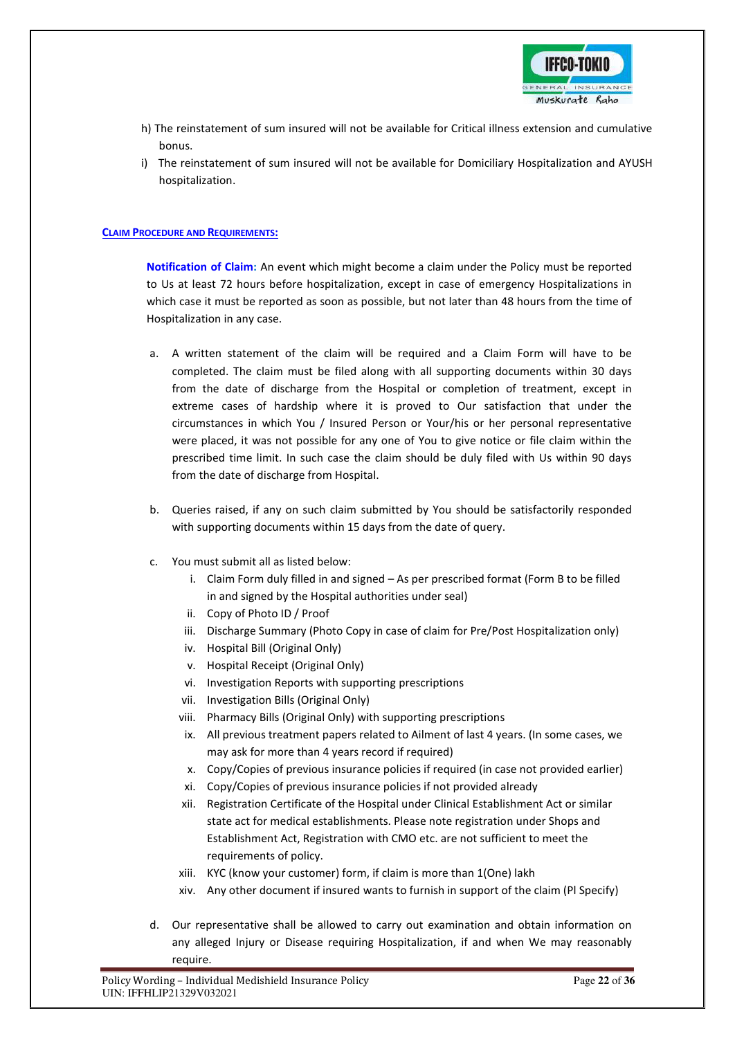h) The reinstatement of sum insured will not be available for Critical illness extension and cumulative bonus.

i) The reinstatement of sum insured will not be available for Domiciliary Hospitalization and AYUSH hospitalization.

## CLAIM PROCEDURE AND REQUIREMENTS:

**Notification of Claim:** An event which might become a claim under the Policy must be reported to Us at least 72 hours before hospitalization, except in case of emergency Hospitalizations in which case it must be reported as soon as possible, but not later than 48 hours from the time of Hospitalization in any case.

a. A written statement of the claim will be required and a Claim Form will have to be completed. The claim must be filed along with all supporting documents within 30 days from the date of discharge from the Hospital or completion of treatment, except in extreme cases of hardship where it is proved to Our satisfaction that under the circumstances in which You / Insured Person or Your/his or her personal representative were placed, it was not possible for any one of You to give notice or file claim within the prescribed time limit. In such case the claim should be duly filed with Us within 90 days from the date of discharge from Hospital.

b. Queries raised, if any on such claim submitted by You should be satisfactorily responded with supporting documents within 15 days from the date of query.

c. You must submit all as listed below:
   i. Claim Form duly filled in and signed – As per prescribed format (Form B to be filled in and signed by the Hospital authorities under seal)
   ii. Copy of Photo ID / Proof
   iii. Discharge Summary (Photo Copy in case of claim for Pre/Post Hospitalization only)
   iv. Hospital Bill (Original Only)
   v. Hospital Receipt (Original Only)
   vi. Investigation Reports with supporting prescriptions
   vii. Investigation Bills (Original Only)
   viii. Pharmacy Bills (Original Only) with supporting prescriptions
   ix. All previous treatment papers related to Ailment of last 4 years. (In some cases, we may ask for more than 4 years record if required)
   x. Copy/Copies of previous insurance policies if required (in case not provided earlier)
   xi. Copy/Copies of previous insurance policies if not provided already
   xii. Registration Certificate of the Hospital under Clinical Establishment Act or similar state act for medical establishments. Please note registration under Shops and Establishment Act, Registration with CMO etc. are not sufficient to meet the requirements of policy.
   xiii. KYC (know your customer) form, if claim is more than 1(One) lakh
   xiv. Any other document if insured wants to furnish in support of the claim (Pl Specify)

d. Our representative shall be allowed to carry out examination and obtain information on any alleged Injury or Disease requiring Hospitalization, if and when We may reasonably require.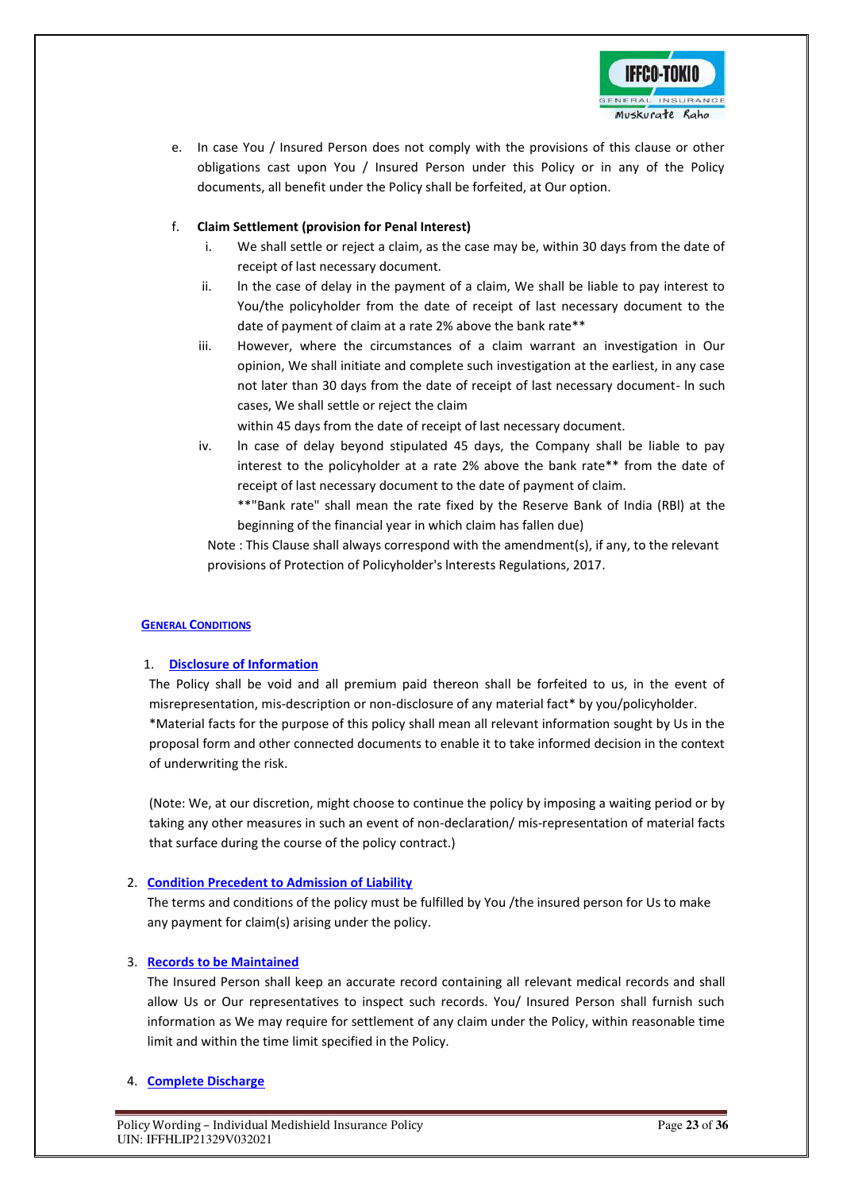e. In case You / Insured Person does not comply with the provisions of this clause or other obligations cast upon You / Insured Person under this Policy or in any of the Policy documents, all benefit under the Policy shall be forfeited, at Our option.

f. **Claim Settlement (provision for Penal Interest)**

   i. We shall settle or reject a claim, as the case may be, within 30 days from the date of receipt of last necessary document.

   ii. In the case of delay in the payment of a claim, We shall be liable to pay interest to You/the policyholder from the date of receipt of last necessary document to the date of payment of claim at a rate 2% above the bank rate**

   iii. However, where the circumstances of a claim warrant an investigation in Our opinion, We shall initiate and complete such investigation at the earliest, in any case not later than 30 days from the date of receipt of last necessary document- In such cases, We shall settle or reject the claim within 45 days from the date of receipt of last necessary document.

   iv. In case of delay beyond stipulated 45 days, the Company shall be liable to pay interest to the policyholder at a rate 2% above the bank rate** from the date of receipt of last necessary document to the date of payment of claim.
   **"Bank rate" shall mean the rate fixed by the Reserve Bank of India (RBI) at the beginning of the financial year in which claim has fallen due)

   Note : This Clause shall always correspond with the amendment(s), if any, to the relevant provisions of Protection of Policyholder's Interests Regulations, 2017.

## GENERAL CONDITIONS

1. **Disclosure of Information**

   The Policy shall be void and all premium paid thereon shall be forfeited to us, in the event of misrepresentation, mis-description or non-disclosure of any material fact* by you/policyholder.
   *Material facts for the purpose of this policy shall mean all relevant information sought by Us in the proposal form and other connected documents to enable it to take informed decision in the context of underwriting the risk.

   (Note: We, at our discretion, might choose to continue the policy by imposing a waiting period or by taking any other measures in such an event of non-declaration/ mis-representation of material facts that surface during the course of the policy contract.)

2. **Condition Precedent to Admission of Liability**

   The terms and conditions of the policy must be fulfilled by You /the insured person for Us to make any payment for claim(s) arising under the policy.

3. **Records to be Maintained**

   The Insured Person shall keep an accurate record containing all relevant medical records and shall allow Us or Our representatives to inspect such records. You/ Insured Person shall furnish such information as We may require for settlement of any claim under the Policy, within reasonable time limit and within the time limit specified in the Policy.

4. **Complete Discharge**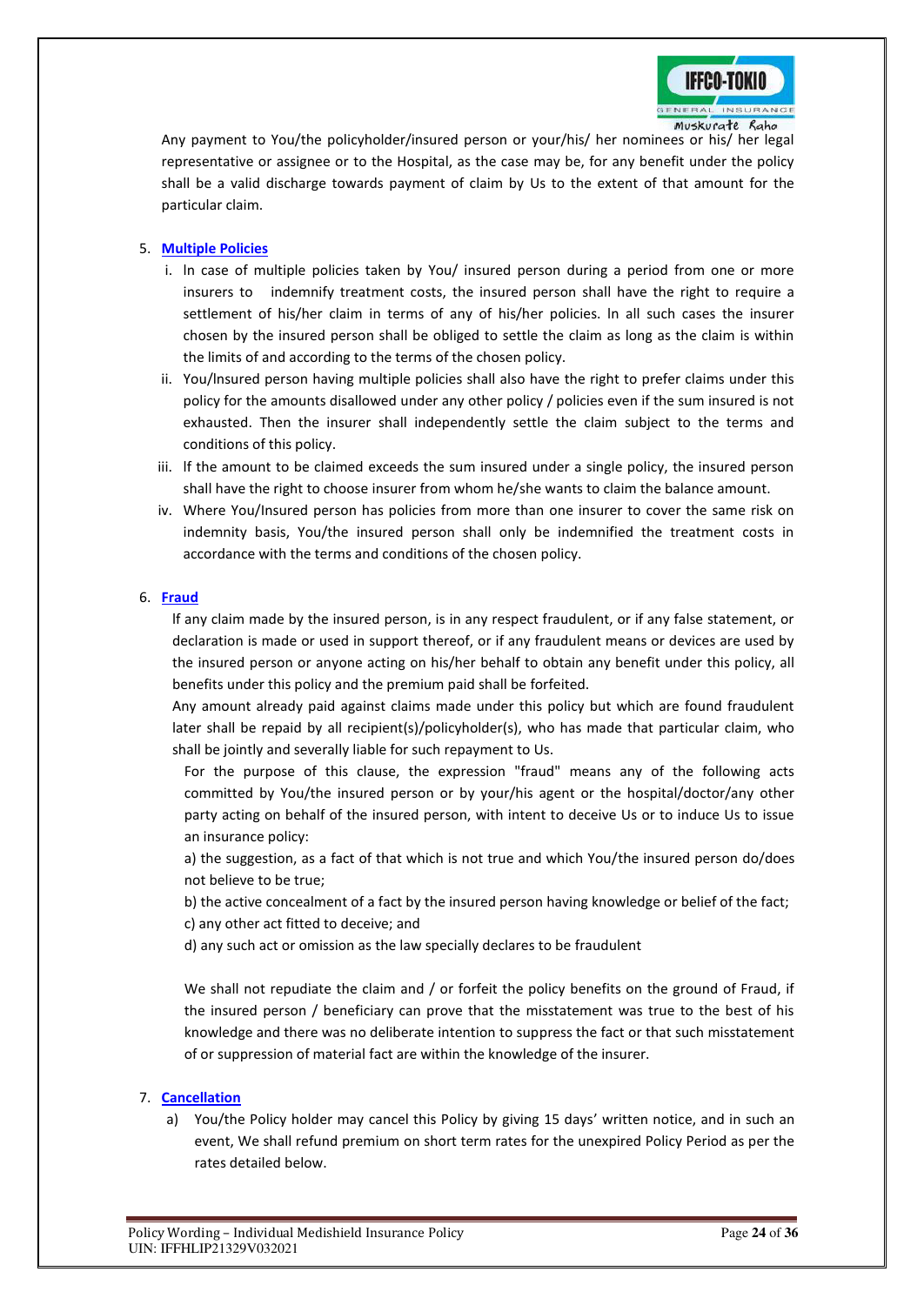Any payment to You/the policyholder/insured person or your/his/ her nominees or his/ her legal representative or assignee or to the Hospital, as the case may be, for any benefit under the policy shall be a valid discharge towards payment of claim by Us to the extent of that amount for the particular claim.

5. **Multiple Policies**
   i. In case of multiple policies taken by You/ insured person during a period from one or more insurers to indemnify treatment costs, the insured person shall have the right to require a settlement of his/her claim in terms of any of his/her policies. In all such cases the insurer chosen by the insured person shall be obliged to settle the claim as long as the claim is within the limits of and according to the terms of the chosen policy.
   ii. You/Insured person having multiple policies shall also have the right to prefer claims under this policy for the amounts disallowed under any other policy / policies even if the sum insured is not exhausted. Then the insurer shall independently settle the claim subject to the terms and conditions of this policy.
   iii. If the amount to be claimed exceeds the sum insured under a single policy, the insured person shall have the right to choose insurer from whom he/she wants to claim the balance amount.
   iv. Where You/Insured person has policies from more than one insurer to cover the same risk on indemnity basis, You/the insured person shall only be indemnified the treatment costs in accordance with the terms and conditions of the chosen policy.

6. **Fraud**

   If any claim made by the insured person, is in any respect fraudulent, or if any false statement, or declaration is made or used in support thereof, or if any fraudulent means or devices are used by the insured person or anyone acting on his/her behalf to obtain any benefit under this policy, all benefits under this policy and the premium paid shall be forfeited.

   Any amount already paid against claims made under this policy but which are found fraudulent later shall be repaid by all recipient(s)/policyholder(s), who has made that particular claim, who shall be jointly and severally liable for such repayment to Us.

   For the purpose of this clause, the expression "fraud" means any of the following acts committed by You/the insured person or by your/his agent or the hospital/doctor/any other party acting on behalf of the insured person, with intent to deceive Us or to induce Us to issue an insurance policy:

   a) the suggestion, as a fact of that which is not true and which You/the insured person do/does not believe to be true;

   b) the active concealment of a fact by the insured person having knowledge or belief of the fact;

   c) any other act fitted to deceive; and

   d) any such act or omission as the law specially declares to be fraudulent

   We shall not repudiate the claim and / or forfeit the policy benefits on the ground of Fraud, if the insured person / beneficiary can prove that the misstatement was true to the best of his knowledge and there was no deliberate intention to suppress the fact or that such misstatement of or suppression of material fact are within the knowledge of the insurer.

7. **Cancellation**
   a) You/the Policy holder may cancel this Policy by giving 15 days' written notice, and in such an event, We shall refund premium on short term rates for the unexpired Policy Period as per the rates detailed below.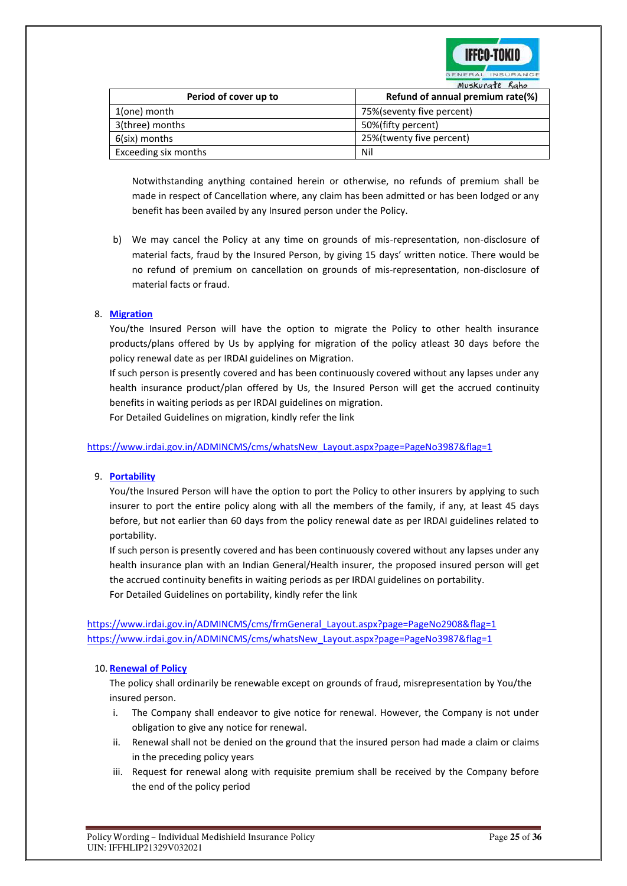| Period of cover up to | Refund of annual premium rate(%) |
|---|---|
| 1(one) month | 75%(seventy five percent) |
| 3(three) months | 50%(fifty percent) |
| 6(six) months | 25%(twenty five percent) |
| Exceeding six months | Nil |

Notwithstanding anything contained herein or otherwise, no refunds of premium shall be made in respect of Cancellation where, any claim has been admitted or has been lodged or any benefit has been availed by any Insured person under the Policy.

b) We may cancel the Policy at any time on grounds of mis-representation, non-disclosure of material facts, fraud by the Insured Person, by giving 15 days' written notice. There would be no refund of premium on cancellation on grounds of mis-representation, non-disclosure of material facts or fraud.

8. **Migration**

You/the Insured Person will have the option to migrate the Policy to other health insurance products/plans offered by Us by applying for migration of the policy atleast 30 days before the policy renewal date as per IRDAI guidelines on Migration.

If such person is presently covered and has been continuously covered without any lapses under any health insurance product/plan offered by Us, the Insured Person will get the accrued continuity benefits in waiting periods as per IRDAI guidelines on migration.

For Detailed Guidelines on migration, kindly refer the link

https://www.irdai.gov.in/ADMINCMS/cms/whatsNew_Layout.aspx?page=PageNo3987&flag=1

9. **Portability**

You/the Insured Person will have the option to port the Policy to other insurers by applying to such insurer to port the entire policy along with all the members of the family, if any, at least 45 days before, but not earlier than 60 days from the policy renewal date as per IRDAI guidelines related to portability.

If such person is presently covered and has been continuously covered without any lapses under any health insurance plan with an Indian General/Health insurer, the proposed insured person will get the accrued continuity benefits in waiting periods as per IRDAI guidelines on portability.

For Detailed Guidelines on portability, kindly refer the link

https://www.irdai.gov.in/ADMINCMS/cms/frmGeneral_Layout.aspx?page=PageNo2908&flag=1
https://www.irdai.gov.in/ADMINCMS/cms/whatsNew_Layout.aspx?page=PageNo3987&flag=1

10. **Renewal of Policy**

The policy shall ordinarily be renewable except on grounds of fraud, misrepresentation by You/the insured person.

i. The Company shall endeavor to give notice for renewal. However, the Company is not under obligation to give any notice for renewal.
ii. Renewal shall not be denied on the ground that the insured person had made a claim or claims in the preceding policy years
iii. Request for renewal along with requisite premium shall be received by the Company before the end of the policy period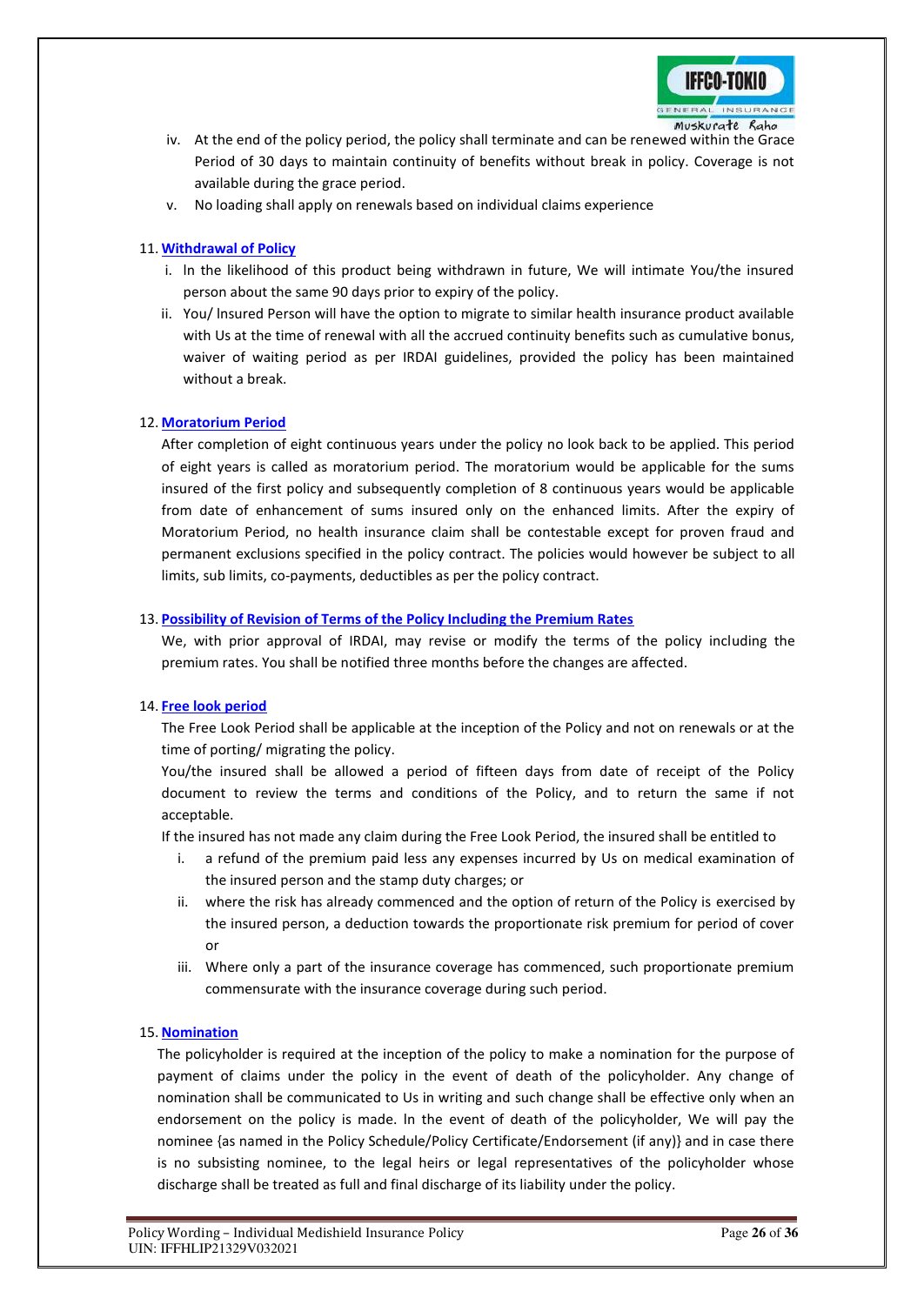iv. At the end of the policy period, the policy shall terminate and can be renewed within the Grace Period of 30 days to maintain continuity of benefits without break in policy. Coverage is not available during the grace period.

v. No loading shall apply on renewals based on individual claims experience

11. **Withdrawal of Policy**

   i. In the likelihood of this product being withdrawn in future, We will intimate You/the insured person about the same 90 days prior to expiry of the policy.

   ii. You/ Insured Person will have the option to migrate to similar health insurance product available with Us at the time of renewal with all the accrued continuity benefits such as cumulative bonus, waiver of waiting period as per IRDAI guidelines, provided the policy has been maintained without a break.

12. **Moratorium Period**

   After completion of eight continuous years under the policy no look back to be applied. This period of eight years is called as moratorium period. The moratorium would be applicable for the sums insured of the first policy and subsequently completion of 8 continuous years would be applicable from date of enhancement of sums insured only on the enhanced limits. After the expiry of Moratorium Period, no health insurance claim shall be contestable except for proven fraud and permanent exclusions specified in the policy contract. The policies would however be subject to all limits, sub limits, co-payments, deductibles as per the policy contract.

13. **Possibility of Revision of Terms of the Policy Including the Premium Rates**

   We, with prior approval of IRDAI, may revise or modify the terms of the policy including the premium rates. You shall be notified three months before the changes are affected.

14. **Free look period**

   The Free Look Period shall be applicable at the inception of the Policy and not on renewals or at the time of porting/ migrating the policy.

   You/the insured shall be allowed a period of fifteen days from date of receipt of the Policy document to review the terms and conditions of the Policy, and to return the same if not acceptable.

   If the insured has not made any claim during the Free Look Period, the insured shall be entitled to

   i. a refund of the premium paid less any expenses incurred by Us on medical examination of the insured person and the stamp duty charges; or

   ii. where the risk has already commenced and the option of return of the Policy is exercised by the insured person, a deduction towards the proportionate risk premium for period of cover or

   iii. Where only a part of the insurance coverage has commenced, such proportionate premium commensurate with the insurance coverage during such period.

15. **Nomination**

   The policyholder is required at the inception of the policy to make a nomination for the purpose of payment of claims under the policy in the event of death of the policyholder. Any change of nomination shall be communicated to Us in writing and such change shall be effective only when an endorsement on the policy is made. In the event of death of the policyholder, We will pay the nominee {as named in the Policy Schedule/Policy Certificate/Endorsement (if any)} and in case there is no subsisting nominee, to the legal heirs or legal representatives of the policyholder whose discharge shall be treated as full and final discharge of its liability under the policy.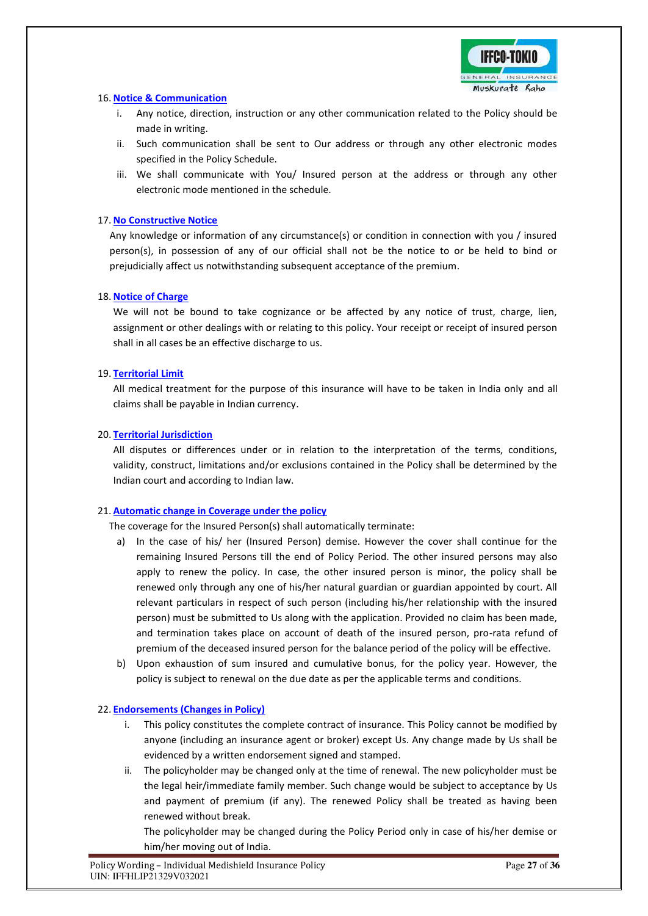16. **Notice & Communication**

   i. Any notice, direction, instruction or any other communication related to the Policy should be made in writing.

   ii. Such communication shall be sent to Our address or through any other electronic modes specified in the Policy Schedule.

   iii. We shall communicate with You/ Insured person at the address or through any other electronic mode mentioned in the schedule.

17. **No Constructive Notice**

   Any knowledge or information of any circumstance(s) or condition in connection with you / insured person(s), in possession of any of our official shall not be the notice to or be held to bind or prejudicially affect us notwithstanding subsequent acceptance of the premium.

18. **Notice of Charge**

   We will not be bound to take cognizance or be affected by any notice of trust, charge, lien, assignment or other dealings with or relating to this policy. Your receipt or receipt of insured person shall in all cases be an effective discharge to us.

19. **Territorial Limit**

   All medical treatment for the purpose of this insurance will have to be taken in India only and all claims shall be payable in Indian currency.

20. **Territorial Jurisdiction**

   All disputes or differences under or in relation to the interpretation of the terms, conditions, validity, construct, limitations and/or exclusions contained in the Policy shall be determined by the Indian court and according to Indian law.

21. **Automatic change in Coverage under the policy**

   The coverage for the Insured Person(s) shall automatically terminate:

   a) In the case of his/ her (Insured Person) demise. However the cover shall continue for the remaining Insured Persons till the end of Policy Period. The other insured persons may also apply to renew the policy. In case, the other insured person is minor, the policy shall be renewed only through any one of his/her natural guardian or guardian appointed by court. All relevant particulars in respect of such person (including his/her relationship with the insured person) must be submitted to Us along with the application. Provided no claim has been made, and termination takes place on account of death of the insured person, pro-rata refund of premium of the deceased insured person for the balance period of the policy will be effective.

   b) Upon exhaustion of sum insured and cumulative bonus, for the policy year. However, the policy is subject to renewal on the due date as per the applicable terms and conditions.

22. **Endorsements (Changes in Policy)**

   i. This policy constitutes the complete contract of insurance. This Policy cannot be modified by anyone (including an insurance agent or broker) except Us. Any change made by Us shall be evidenced by a written endorsement signed and stamped.

   ii. The policyholder may be changed only at the time of renewal. The new policyholder must be the legal heir/immediate family member. Such change would be subject to acceptance by Us and payment of premium (if any). The renewed Policy shall be treated as having been renewed without break.

   The policyholder may be changed during the Policy Period only in case of his/her demise or him/her moving out of India.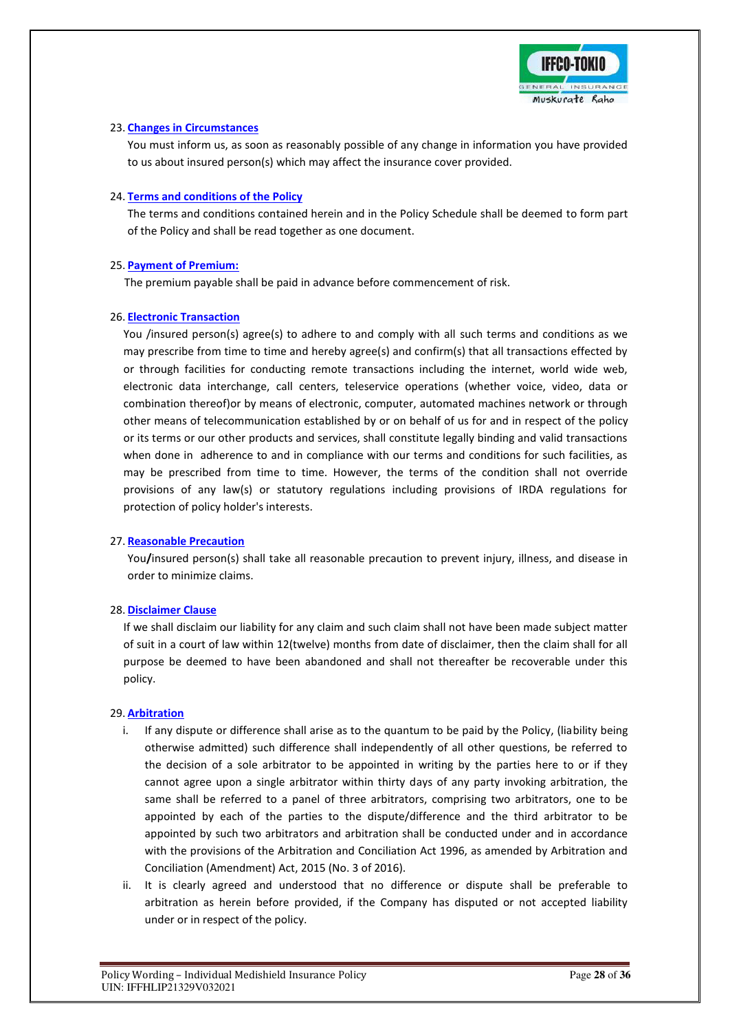23. **Changes in Circumstances**

You must inform us, as soon as reasonably possible of any change in information you have provided to us about insured person(s) which may affect the insurance cover provided.

24. **Terms and conditions of the Policy**

The terms and conditions contained herein and in the Policy Schedule shall be deemed to form part of the Policy and shall be read together as one document.

25. **Payment of Premium:**

The premium payable shall be paid in advance before commencement of risk.

26. **Electronic Transaction**

You /insured person(s) agree(s) to adhere to and comply with all such terms and conditions as we may prescribe from time to time and hereby agree(s) and confirm(s) that all transactions effected by or through facilities for conducting remote transactions including the internet, world wide web, electronic data interchange, call centers, teleservice operations (whether voice, video, data or combination thereof)or by means of electronic, computer, automated machines network or through other means of telecommunication established by or on behalf of us for and in respect of the policy or its terms or our other products and services, shall constitute legally binding and valid transactions when done in adherence to and in compliance with our terms and conditions for such facilities, as may be prescribed from time to time. However, the terms of the condition shall not override provisions of any law(s) or statutory regulations including provisions of IRDA regulations for protection of policy holder's interests.

27. **Reasonable Precaution**

You**/**insured person(s) shall take all reasonable precaution to prevent injury, illness, and disease in order to minimize claims.

28. **Disclaimer Clause**

If we shall disclaim our liability for any claim and such claim shall not have been made subject matter of suit in a court of law within 12(twelve) months from date of disclaimer, then the claim shall for all purpose be deemed to have been abandoned and shall not thereafter be recoverable under this policy.

29. **Arbitration**

i. If any dispute or difference shall arise as to the quantum to be paid by the Policy, (liability being otherwise admitted) such difference shall independently of all other questions, be referred to the decision of a sole arbitrator to be appointed in writing by the parties here to or if they cannot agree upon a single arbitrator within thirty days of any party invoking arbitration, the same shall be referred to a panel of three arbitrators, comprising two arbitrators, one to be appointed by each of the parties to the dispute/difference and the third arbitrator to be appointed by such two arbitrators and arbitration shall be conducted under and in accordance with the provisions of the Arbitration and Conciliation Act 1996, as amended by Arbitration and Conciliation (Amendment) Act, 2015 (No. 3 of 2016).

ii. It is clearly agreed and understood that no difference or dispute shall be preferable to arbitration as herein before provided, if the Company has disputed or not accepted liability under or in respect of the policy.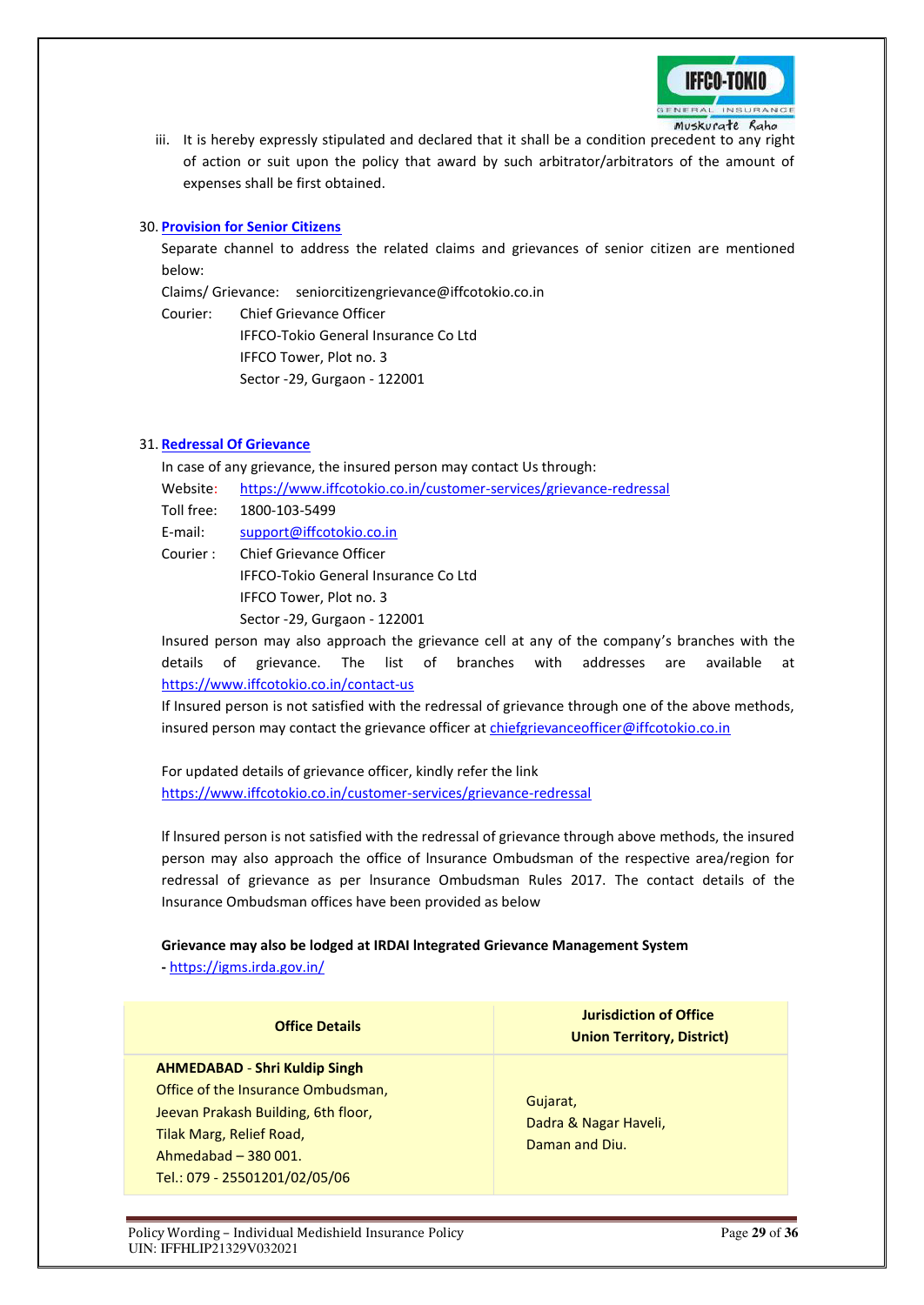iii. It is hereby expressly stipulated and declared that it shall be a condition precedent to any right of action or suit upon the policy that award by such arbitrator/arbitrators of the amount of expenses shall be first obtained.

30. **Provision for Senior Citizens**

Separate channel to address the related claims and grievances of senior citizen are mentioned below:

Claims/ Grievance: seniorcitizengrievance@iffcotokio.co.in

Courier: Chief Grievance Officer
IFFCO-Tokio General Insurance Co Ltd
IFFCO Tower, Plot no. 3
Sector -29, Gurgaon - 122001

31. **Redressal Of Grievance**

In case of any grievance, the insured person may contact Us through:

Website: https://www.iffcotokio.co.in/customer-services/grievance-redressal

Toll free: 1800-103-5499

E-mail: support@iffcotokio.co.in

Courier : Chief Grievance Officer
IFFCO-Tokio General Insurance Co Ltd
IFFCO Tower, Plot no. 3
Sector -29, Gurgaon - 122001

Insured person may also approach the grievance cell at any of the company's branches with the details of grievance. The list of branches with addresses are available at https://www.iffcotokio.co.in/contact-us

If Insured person is not satisfied with the redressal of grievance through one of the above methods, insured person may contact the grievance officer at chiefgrievanceofficer@iffcotokio.co.in

For updated details of grievance officer, kindly refer the link https://www.iffcotokio.co.in/customer-services/grievance-redressal

If Insured person is not satisfied with the redressal of grievance through above methods, the insured person may also approach the office of Insurance Ombudsman of the respective area/region for redressal of grievance as per Insurance Ombudsman Rules 2017. The contact details of the Insurance Ombudsman offices have been provided as below

**Grievance may also be lodged at IRDAI Integrated Grievance Management System**
**-** https://igms.irda.gov.in/

| Office Details | Jurisdiction of Office Union Territory, District) |
|---|---|
| **AHMEDABAD - Shri Kuldip Singh**<br>Office of the Insurance Ombudsman,<br>Jeevan Prakash Building, 6th floor,<br>Tilak Marg, Relief Road,<br>Ahmedabad – 380 001.<br>Tel.: 079 - 25501201/02/05/06 | Gujarat,<br>Dadra & Nagar Haveli,<br>Daman and Diu. |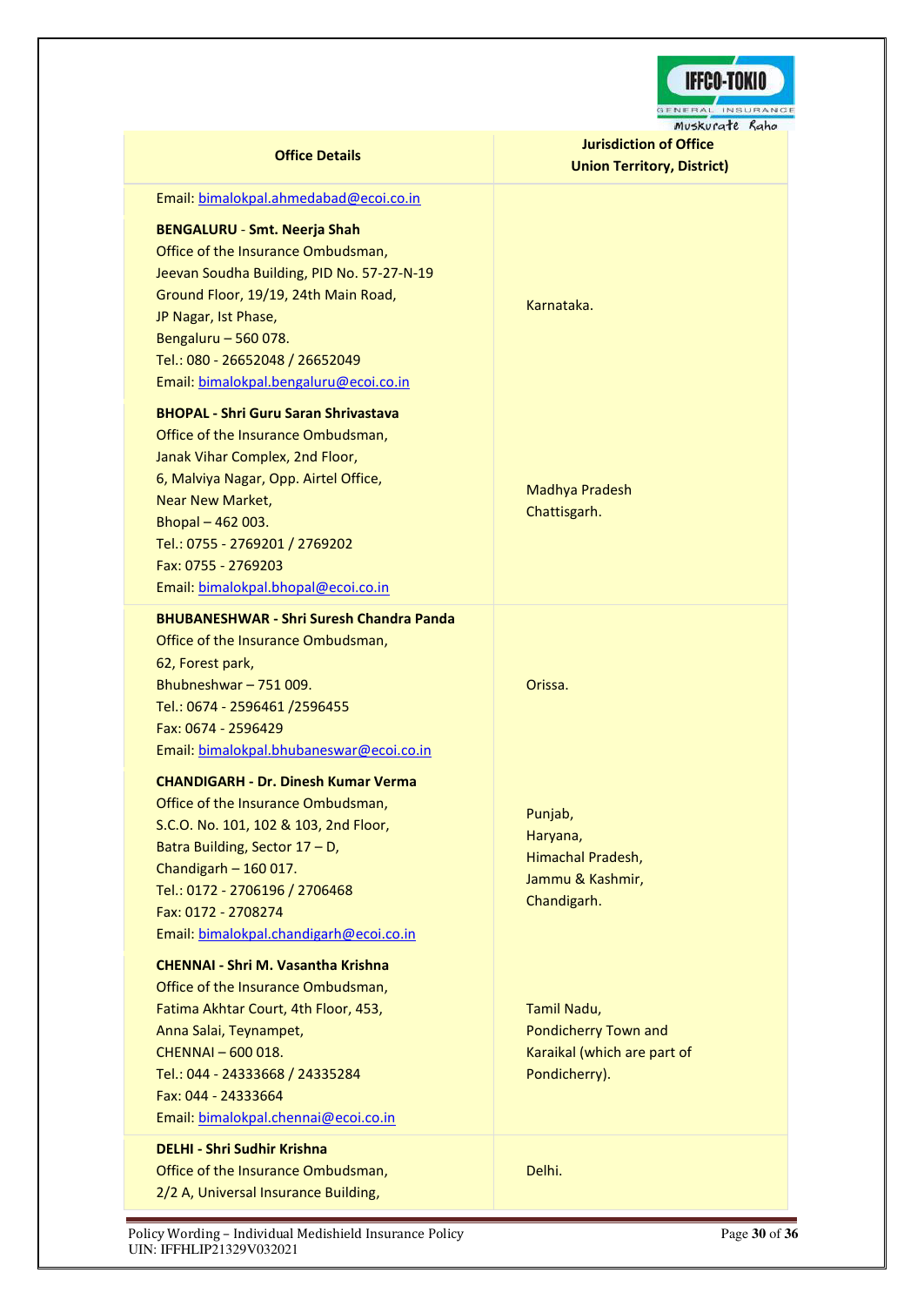| Office Details | Jurisdiction of Office Union Territory, District) |
|---|---|
| Email: bimalokpal.ahmedabad@ecoi.co.in | |
| **BENGALURU - Smt. Neerja Shah**<br>Office of the Insurance Ombudsman,<br>Jeevan Soudha Building, PID No. 57-27-N-19<br>Ground Floor, 19/19, 24th Main Road,<br>JP Nagar, Ist Phase,<br>Bengaluru – 560 078.<br>Tel.: 080 - 26652048 / 26652049<br>Email: bimalokpal.bengaluru@ecoi.co.in | Karnataka. |
| **BHOPAL - Shri Guru Saran Shrivastava**<br>Office of the Insurance Ombudsman,<br>Janak Vihar Complex, 2nd Floor,<br>6, Malviya Nagar, Opp. Airtel Office,<br>Near New Market,<br>Bhopal – 462 003.<br>Tel.: 0755 - 2769201 / 2769202<br>Fax: 0755 - 2769203<br>Email: bimalokpal.bhopal@ecoi.co.in | Madhya Pradesh<br>Chattisgarh. |
| **BHUBANESHWAR - Shri Suresh Chandra Panda**<br>Office of the Insurance Ombudsman,<br>62, Forest park,<br>Bhubneshwar – 751 009.<br>Tel.: 0674 - 2596461 /2596455<br>Fax: 0674 - 2596429<br>Email: bimalokpal.bhubaneswar@ecoi.co.in | Orissa. |
| **CHANDIGARH - Dr. Dinesh Kumar Verma**<br>Office of the Insurance Ombudsman,<br>S.C.O. No. 101, 102 & 103, 2nd Floor,<br>Batra Building, Sector 17 – D,<br>Chandigarh – 160 017.<br>Tel.: 0172 - 2706196 / 2706468<br>Fax: 0172 - 2708274<br>Email: bimalokpal.chandigarh@ecoi.co.in | Punjab,<br>Haryana,<br>Himachal Pradesh,<br>Jammu & Kashmir,<br>Chandigarh. |
| **CHENNAI - Shri M. Vasantha Krishna**<br>Office of the Insurance Ombudsman,<br>Fatima Akhtar Court, 4th Floor, 453,<br>Anna Salai, Teynampet,<br>CHENNAI – 600 018.<br>Tel.: 044 - 24333668 / 24335284<br>Fax: 044 - 24333664<br>Email: bimalokpal.chennai@ecoi.co.in | Tamil Nadu,<br>Pondicherry Town and<br>Karaikal (which are part of<br>Pondicherry). |
| **DELHI - Shri Sudhir Krishna**<br>Office of the Insurance Ombudsman,<br>2/2 A, Universal Insurance Building, | Delhi. |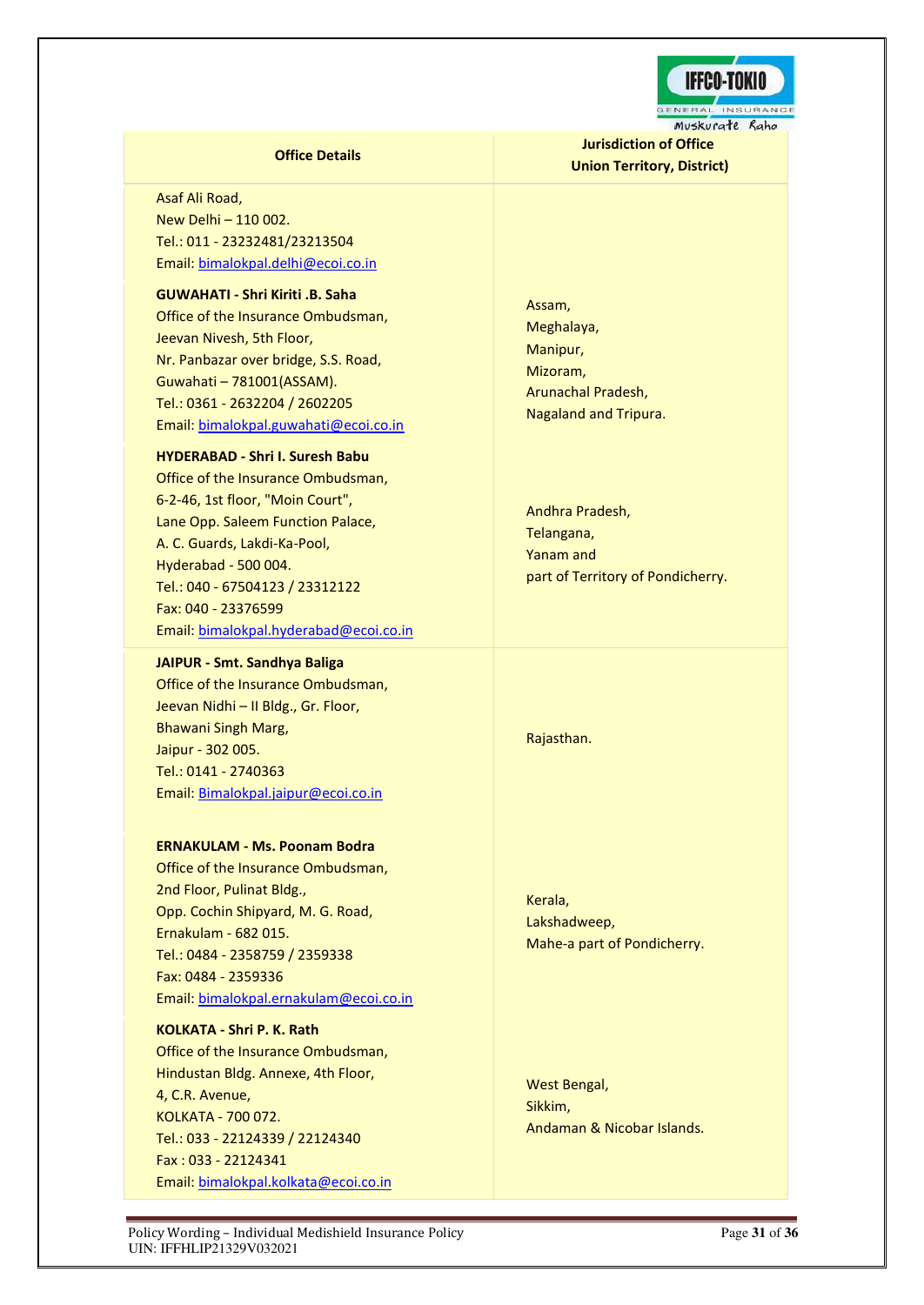| Office Details | Jurisdiction of Office Union Territory, District) |
|---|---|
| Asaf Ali Road,<br>New Delhi – 110 002.<br>Tel.: 011 - 23232481/23213504<br>Email: bimalokpal.delhi@ecoi.co.in | |
| **GUWAHATI - Shri Kiriti .B. Saha**<br>Office of the Insurance Ombudsman,<br>Jeevan Nivesh, 5th Floor,<br>Nr. Panbazar over bridge, S.S. Road,<br>Guwahati – 781001(ASSAM).<br>Tel.: 0361 - 2632204 / 2602205<br>Email: bimalokpal.guwahati@ecoi.co.in | Assam,<br>Meghalaya,<br>Manipur,<br>Mizoram,<br>Arunachal Pradesh,<br>Nagaland and Tripura. |
| **HYDERABAD - Shri I. Suresh Babu**<br>Office of the Insurance Ombudsman,<br>6-2-46, 1st floor, "Moin Court",<br>Lane Opp. Saleem Function Palace,<br>A. C. Guards, Lakdi-Ka-Pool,<br>Hyderabad - 500 004.<br>Tel.: 040 - 67504123 / 23312122<br>Fax: 040 - 23376599<br>Email: bimalokpal.hyderabad@ecoi.co.in | Andhra Pradesh,<br>Telangana,<br>Yanam and<br>part of Territory of Pondicherry. |
| **JAIPUR - Smt. Sandhya Baliga**<br>Office of the Insurance Ombudsman,<br>Jeevan Nidhi – II Bldg., Gr. Floor,<br>Bhawani Singh Marg,<br>Jaipur - 302 005.<br>Tel.: 0141 - 2740363<br>Email: Bimalokpal.jaipur@ecoi.co.in | Rajasthan. |
| **ERNAKULAM - Ms. Poonam Bodra**<br>Office of the Insurance Ombudsman,<br>2nd Floor, Pulinat Bldg.,<br>Opp. Cochin Shipyard, M. G. Road,<br>Ernakulam - 682 015.<br>Tel.: 0484 - 2358759 / 2359338<br>Fax: 0484 - 2359336<br>Email: bimalokpal.ernakulam@ecoi.co.in | Kerala,<br>Lakshadweep,<br>Mahe-a part of Pondicherry. |
| **KOLKATA - Shri P. K. Rath**<br>Office of the Insurance Ombudsman,<br>Hindustan Bldg. Annexe, 4th Floor,<br>4, C.R. Avenue,<br>KOLKATA - 700 072.<br>Tel.: 033 - 22124339 / 22124340<br>Fax : 033 - 22124341<br>Email: bimalokpal.kolkata@ecoi.co.in | West Bengal,<br>Sikkim,<br>Andaman & Nicobar Islands. |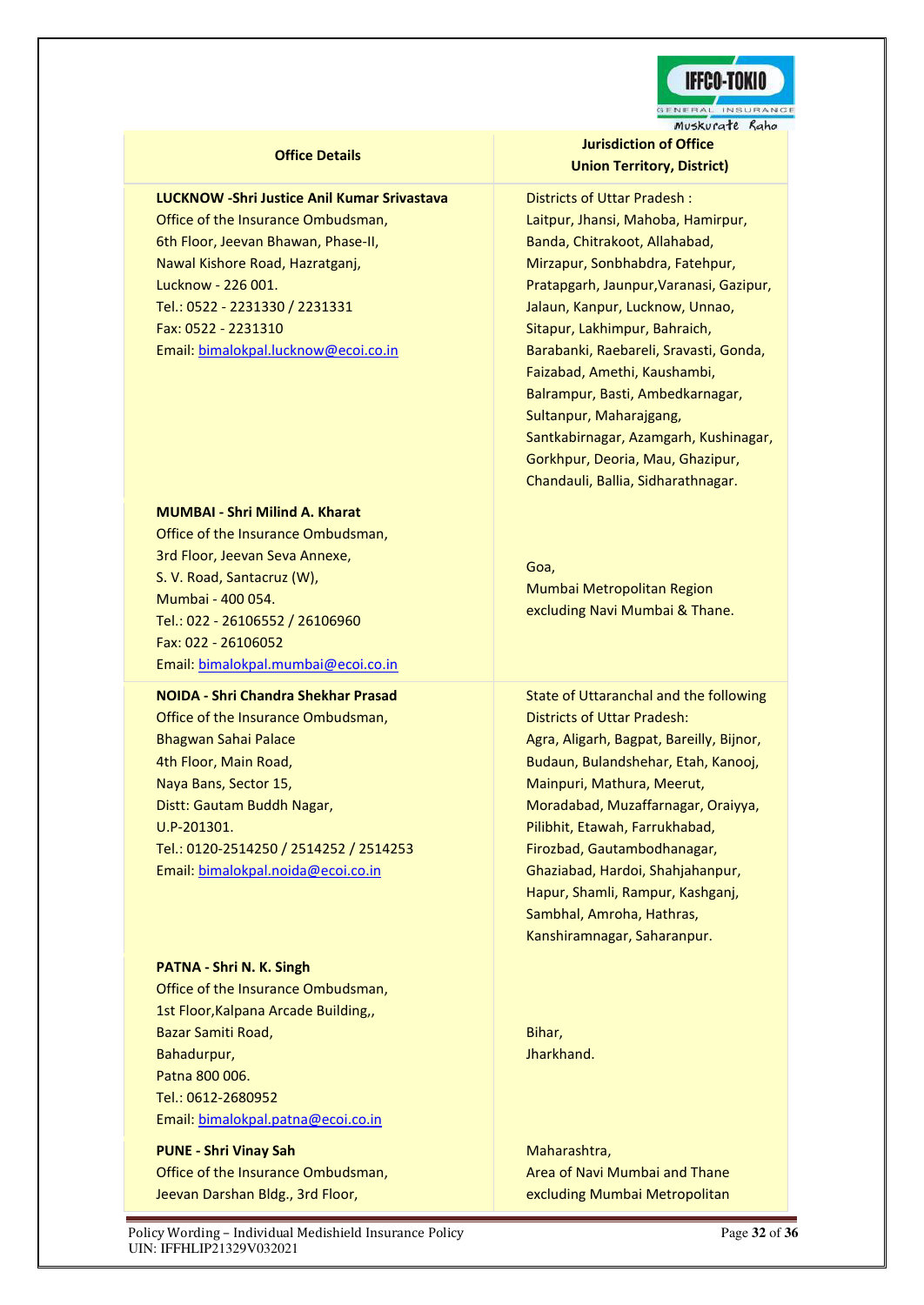| Office Details | Jurisdiction of Office Union Territory, District) |
|---|---|
| **LUCKNOW -Shri Justice Anil Kumar Srivastava**<br>Office of the Insurance Ombudsman,<br>6th Floor, Jeevan Bhawan, Phase-II,<br>Nawal Kishore Road, Hazratganj,<br>Lucknow - 226 001.<br>Tel.: 0522 - 2231330 / 2231331<br>Fax: 0522 - 2231310<br>Email: bimalokpal.lucknow@ecoi.co.in | Districts of Uttar Pradesh :<br>Laitpur, Jhansi, Mahoba, Hamirpur, Banda, Chitrakoot, Allahabad, Mirzapur, Sonbhabdra, Fatehpur, Pratapgarh, Jaunpur,Varanasi, Gazipur, Jalaun, Kanpur, Lucknow, Unnao, Sitapur, Lakhimpur, Bahraich, Barabanki, Raebareli, Sravasti, Gonda, Faizabad, Amethi, Kaushambi, Balrampur, Basti, Ambedkarnagar, Sultanpur, Maharajgang, Santkabirnagar, Azamgarh, Kushinagar, Gorkhpur, Deoria, Mau, Ghazipur, Chandauli, Ballia, Sidharathnagar. |
| **MUMBAI - Shri Milind A. Kharat**<br>Office of the Insurance Ombudsman,<br>3rd Floor, Jeevan Seva Annexe,<br>S. V. Road, Santacruz (W),<br>Mumbai - 400 054.<br>Tel.: 022 - 26106552 / 26106960<br>Fax: 022 - 26106052<br>Email: bimalokpal.mumbai@ecoi.co.in | Goa,<br>Mumbai Metropolitan Region excluding Navi Mumbai & Thane. |
| **NOIDA - Shri Chandra Shekhar Prasad**<br>Office of the Insurance Ombudsman,<br>Bhagwan Sahai Palace<br>4th Floor, Main Road,<br>Naya Bans, Sector 15,<br>Distt: Gautam Buddh Nagar,<br>U.P-201301.<br>Tel.: 0120-2514250 / 2514252 / 2514253<br>Email: bimalokpal.noida@ecoi.co.in | State of Uttaranchal and the following Districts of Uttar Pradesh:<br>Agra, Aligarh, Bagpat, Bareilly, Bijnor, Budaun, Bulandshehar, Etah, Kanooj, Mainpuri, Mathura, Meerut, Moradabad, Muzaffarnagar, Oraiyya, Pilibhit, Etawah, Farrukhabad, Firozbad, Gautambodhanagar, Ghaziabad, Hardoi, Shahjahanpur, Hapur, Shamli, Rampur, Kashganj, Sambhal, Amroha, Hathras, Kanshiramnagar, Saharanpur. |
| **PATNA - Shri N. K. Singh**<br>Office of the Insurance Ombudsman,<br>1st Floor,Kalpana Arcade Building,,<br>Bazar Samiti Road,<br>Bahadurpur,<br>Patna 800 006.<br>Tel.: 0612-2680952<br>Email: bimalokpal.patna@ecoi.co.in | Bihar,<br>Jharkhand. |
| **PUNE - Shri Vinay Sah**<br>Office of the Insurance Ombudsman,<br>Jeevan Darshan Bldg., 3rd Floor, | Maharashtra,<br>Area of Navi Mumbai and Thane excluding Mumbai Metropolitan |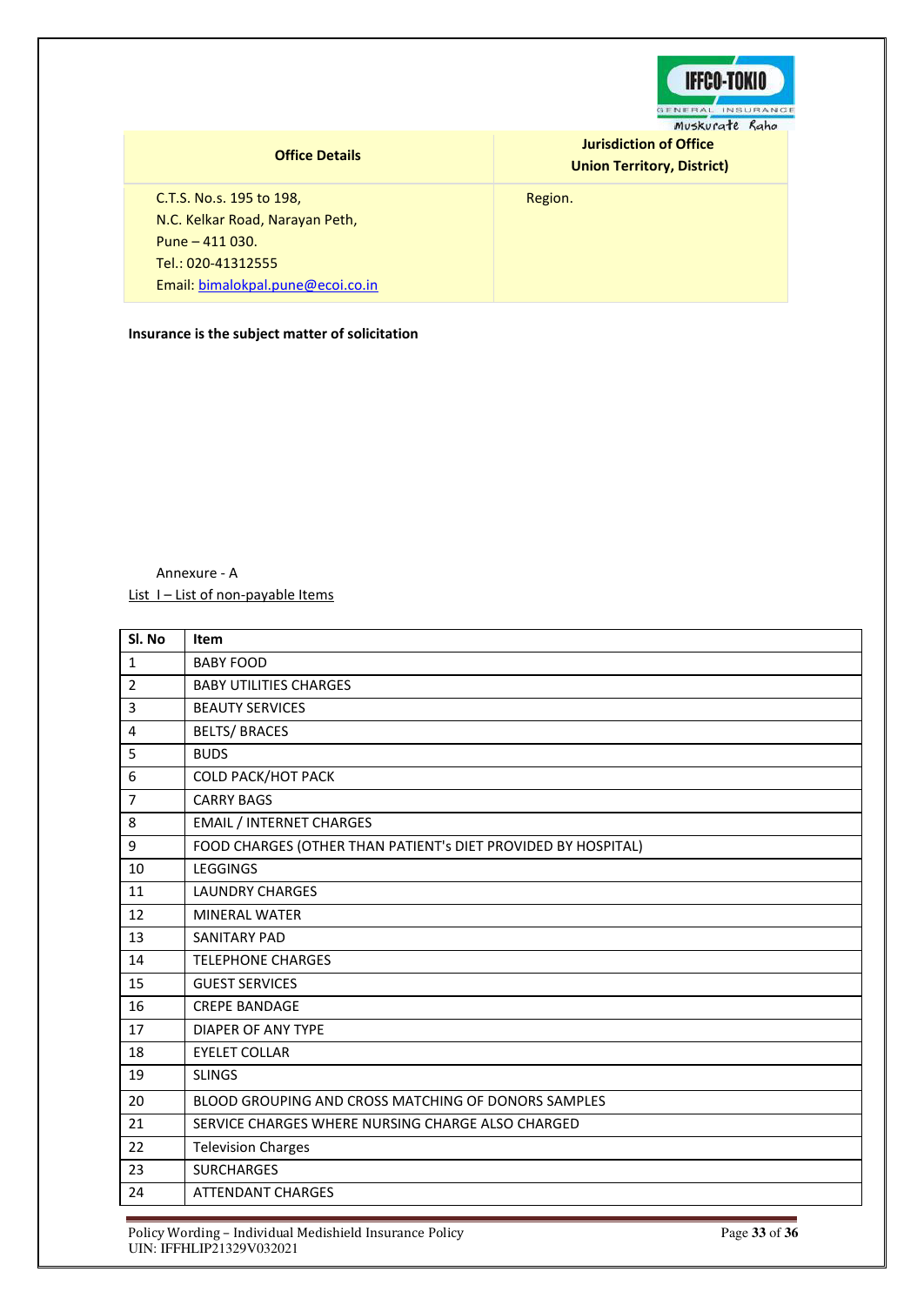| Office Details | Jurisdiction of Office Union Territory, District) |
| --- | --- |
| C.T.S. No.s. 195 to 198, N.C. Kelkar Road, Narayan Peth, Pune – 411 030. Tel.: 020-41312555 Email: bimalokpal.pune@ecoi.co.in | Region. |

**Insurance is the subject matter of solicitation**

Annexure - A

List I – List of non-payable Items

| Sl. No | Item |
| --- | --- |
| 1 | BABY FOOD |
| 2 | BABY UTILITIES CHARGES |
| 3 | BEAUTY SERVICES |
| 4 | BELTS/ BRACES |
| 5 | BUDS |
| 6 | COLD PACK/HOT PACK |
| 7 | CARRY BAGS |
| 8 | EMAIL / INTERNET CHARGES |
| 9 | FOOD CHARGES (OTHER THAN PATIENT's DIET PROVIDED BY HOSPITAL) |
| 10 | LEGGINGS |
| 11 | LAUNDRY CHARGES |
| 12 | MINERAL WATER |
| 13 | SANITARY PAD |
| 14 | TELEPHONE CHARGES |
| 15 | GUEST SERVICES |
| 16 | CREPE BANDAGE |
| 17 | DIAPER OF ANY TYPE |
| 18 | EYELET COLLAR |
| 19 | SLINGS |
| 20 | BLOOD GROUPING AND CROSS MATCHING OF DONORS SAMPLES |
| 21 | SERVICE CHARGES WHERE NURSING CHARGE ALSO CHARGED |
| 22 | Television Charges |
| 23 | SURCHARGES |
| 24 | ATTENDANT CHARGES |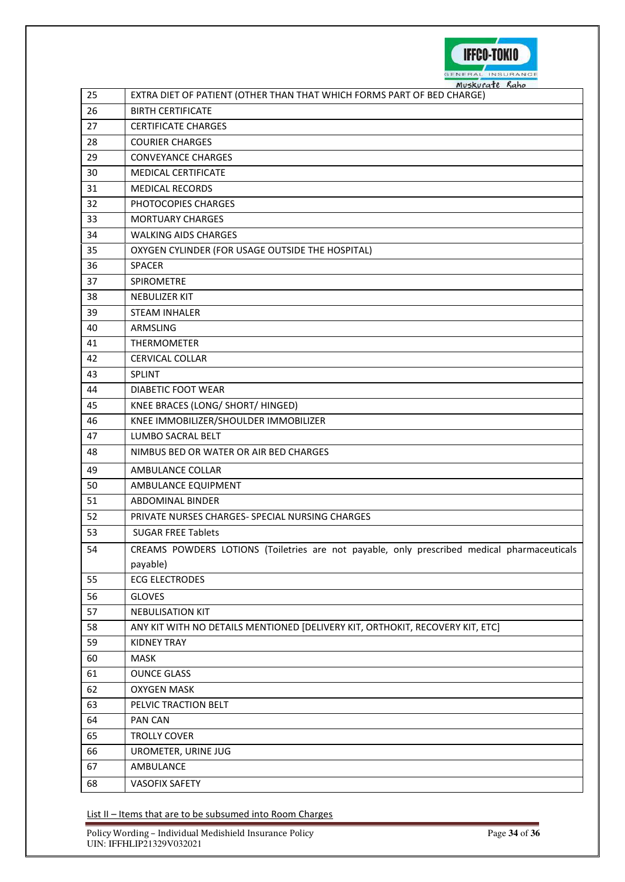| 25 | EXTRA DIET OF PATIENT (OTHER THAN THAT WHICH FORMS PART OF BED CHARGE) |
|---|---|
| 26 | BIRTH CERTIFICATE |
| 27 | CERTIFICATE CHARGES |
| 28 | COURIER CHARGES |
| 29 | CONVEYANCE CHARGES |
| 30 | MEDICAL CERTIFICATE |
| 31 | MEDICAL RECORDS |
| 32 | PHOTOCOPIES CHARGES |
| 33 | MORTUARY CHARGES |
| 34 | WALKING AIDS CHARGES |
| 35 | OXYGEN CYLINDER (FOR USAGE OUTSIDE THE HOSPITAL) |
| 36 | SPACER |
| 37 | SPIROMETRE |
| 38 | NEBULIZER KIT |
| 39 | STEAM INHALER |
| 40 | ARMSLING |
| 41 | THERMOMETER |
| 42 | CERVICAL COLLAR |
| 43 | SPLINT |
| 44 | DIABETIC FOOT WEAR |
| 45 | KNEE BRACES (LONG/ SHORT/ HINGED) |
| 46 | KNEE IMMOBILIZER/SHOULDER IMMOBILIZER |
| 47 | LUMBO SACRAL BELT |
| 48 | NIMBUS BED OR WATER OR AIR BED CHARGES |
| 49 | AMBULANCE COLLAR |
| 50 | AMBULANCE EQUIPMENT |
| 51 | ABDOMINAL BINDER |
| 52 | PRIVATE NURSES CHARGES- SPECIAL NURSING CHARGES |
| 53 | SUGAR FREE Tablets |
| 54 | CREAMS POWDERS LOTIONS (Toiletries are not payable, only prescribed medical pharmaceuticals payable) |
| 55 | ECG ELECTRODES |
| 56 | GLOVES |
| 57 | NEBULISATION KIT |
| 58 | ANY KIT WITH NO DETAILS MENTIONED [DELIVERY KIT, ORTHOKIT, RECOVERY KIT, ETC] |
| 59 | KIDNEY TRAY |
| 60 | MASK |
| 61 | OUNCE GLASS |
| 62 | OXYGEN MASK |
| 63 | PELVIC TRACTION BELT |
| 64 | PAN CAN |
| 65 | TROLLY COVER |
| 66 | UROMETER, URINE JUG |
| 67 | AMBULANCE |
| 68 | VASOFIX SAFETY |

<u>List II – Items that are to be subsumed into Room Charges</u>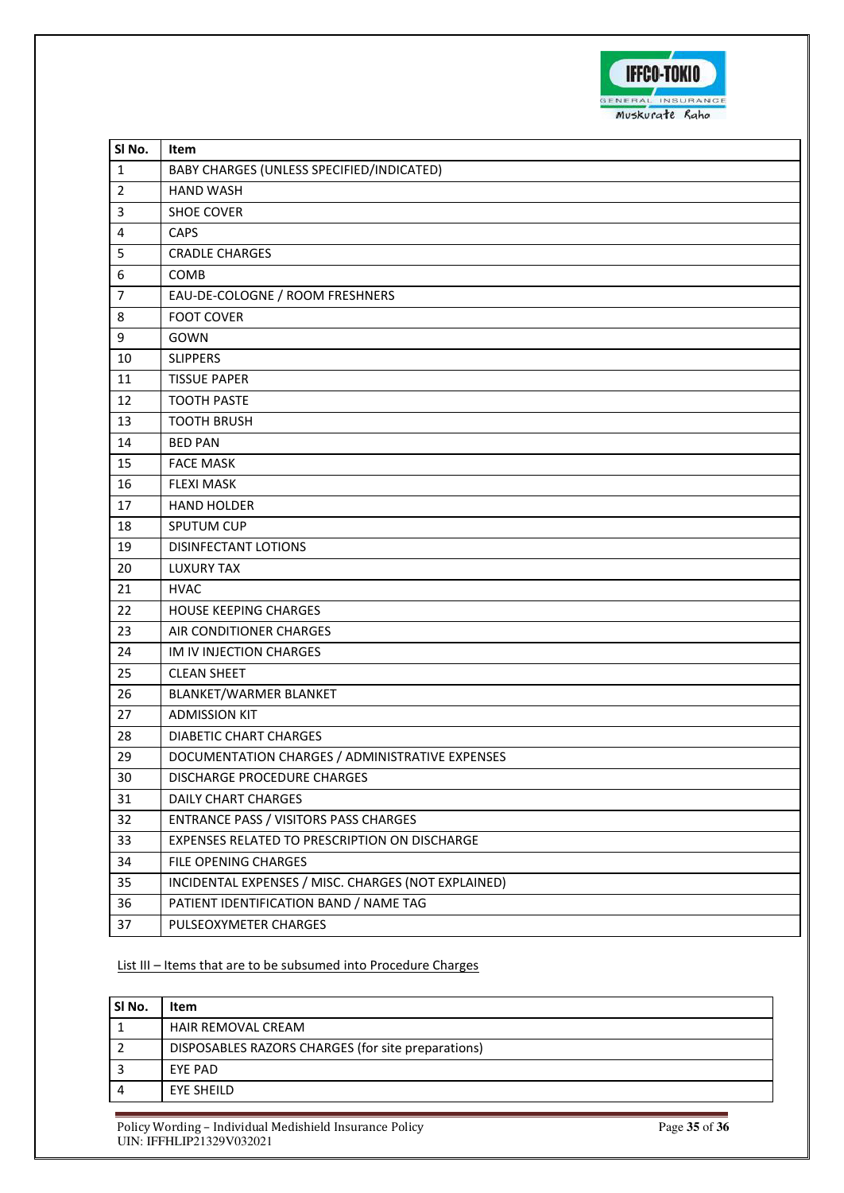| Sl No. | Item |
|---|---|
| 1 | BABY CHARGES (UNLESS SPECIFIED/INDICATED) |
| 2 | HAND WASH |
| 3 | SHOE COVER |
| 4 | CAPS |
| 5 | CRADLE CHARGES |
| 6 | COMB |
| 7 | EAU-DE-COLOGNE / ROOM FRESHNERS |
| 8 | FOOT COVER |
| 9 | GOWN |
| 10 | SLIPPERS |
| 11 | TISSUE PAPER |
| 12 | TOOTH PASTE |
| 13 | TOOTH BRUSH |
| 14 | BED PAN |
| 15 | FACE MASK |
| 16 | FLEXI MASK |
| 17 | HAND HOLDER |
| 18 | SPUTUM CUP |
| 19 | DISINFECTANT LOTIONS |
| 20 | LUXURY TAX |
| 21 | HVAC |
| 22 | HOUSE KEEPING CHARGES |
| 23 | AIR CONDITIONER CHARGES |
| 24 | IM IV INJECTION CHARGES |
| 25 | CLEAN SHEET |
| 26 | BLANKET/WARMER BLANKET |
| 27 | ADMISSION KIT |
| 28 | DIABETIC CHART CHARGES |
| 29 | DOCUMENTATION CHARGES / ADMINISTRATIVE EXPENSES |
| 30 | DISCHARGE PROCEDURE CHARGES |
| 31 | DAILY CHART CHARGES |
| 32 | ENTRANCE PASS / VISITORS PASS CHARGES |
| 33 | EXPENSES RELATED TO PRESCRIPTION ON DISCHARGE |
| 34 | FILE OPENING CHARGES |
| 35 | INCIDENTAL EXPENSES / MISC. CHARGES (NOT EXPLAINED) |
| 36 | PATIENT IDENTIFICATION BAND / NAME TAG |
| 37 | PULSEOXYMETER CHARGES |

<u>List III – Items that are to be subsumed into Procedure Charges</u>

| Sl No. | Item |
|---|---|
| 1 | HAIR REMOVAL CREAM |
| 2 | DISPOSABLES RAZORS CHARGES (for site preparations) |
| 3 | EYE PAD |
| 4 | EYE SHEILD |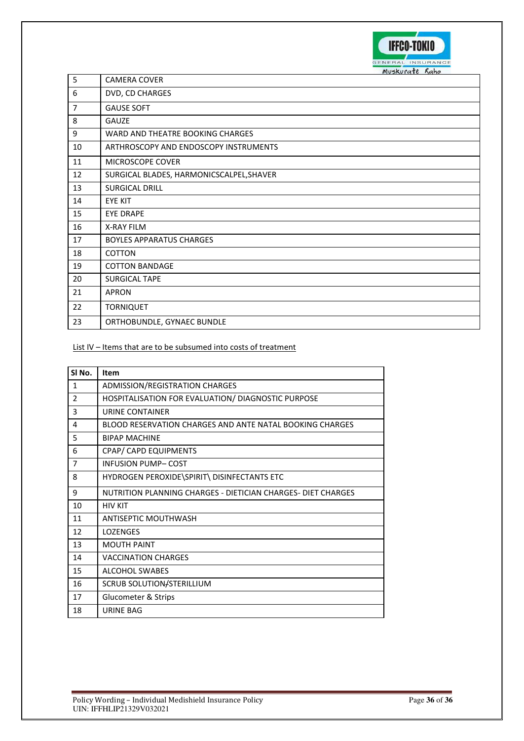| | |
|---|---|
| 5 | CAMERA COVER |
| 6 | DVD, CD CHARGES |
| 7 | GAUSE SOFT |
| 8 | GAUZE |
| 9 | WARD AND THEATRE BOOKING CHARGES |
| 10 | ARTHROSCOPY AND ENDOSCOPY INSTRUMENTS |
| 11 | MICROSCOPE COVER |
| 12 | SURGICAL BLADES, HARMONICSCALPEL,SHAVER |
| 13 | SURGICAL DRILL |
| 14 | EYE KIT |
| 15 | EYE DRAPE |
| 16 | X-RAY FILM |
| 17 | BOYLES APPARATUS CHARGES |
| 18 | COTTON |
| 19 | COTTON BANDAGE |
| 20 | SURGICAL TAPE |
| 21 | APRON |
| 22 | TORNIQUET |
| 23 | ORTHOBUNDLE, GYNAEC BUNDLE |

List IV – Items that are to be subsumed into costs of treatment

| Sl No. | Item |
|---|---|
| 1 | ADMISSION/REGISTRATION CHARGES |
| 2 | HOSPITALISATION FOR EVALUATION/ DIAGNOSTIC PURPOSE |
| 3 | URINE CONTAINER |
| 4 | BLOOD RESERVATION CHARGES AND ANTE NATAL BOOKING CHARGES |
| 5 | BIPAP MACHINE |
| 6 | CPAP/ CAPD EQUIPMENTS |
| 7 | INFUSION PUMP– COST |
| 8 | HYDROGEN PEROXIDE\SPIRIT\ DISINFECTANTS ETC |
| 9 | NUTRITION PLANNING CHARGES - DIETICIAN CHARGES- DIET CHARGES |
| 10 | HIV KIT |
| 11 | ANTISEPTIC MOUTHWASH |
| 12 | LOZENGES |
| 13 | MOUTH PAINT |
| 14 | VACCINATION CHARGES |
| 15 | ALCOHOL SWABES |
| 16 | SCRUB SOLUTION/STERILLIUM |
| 17 | Glucometer & Strips |
| 18 | URINE BAG |